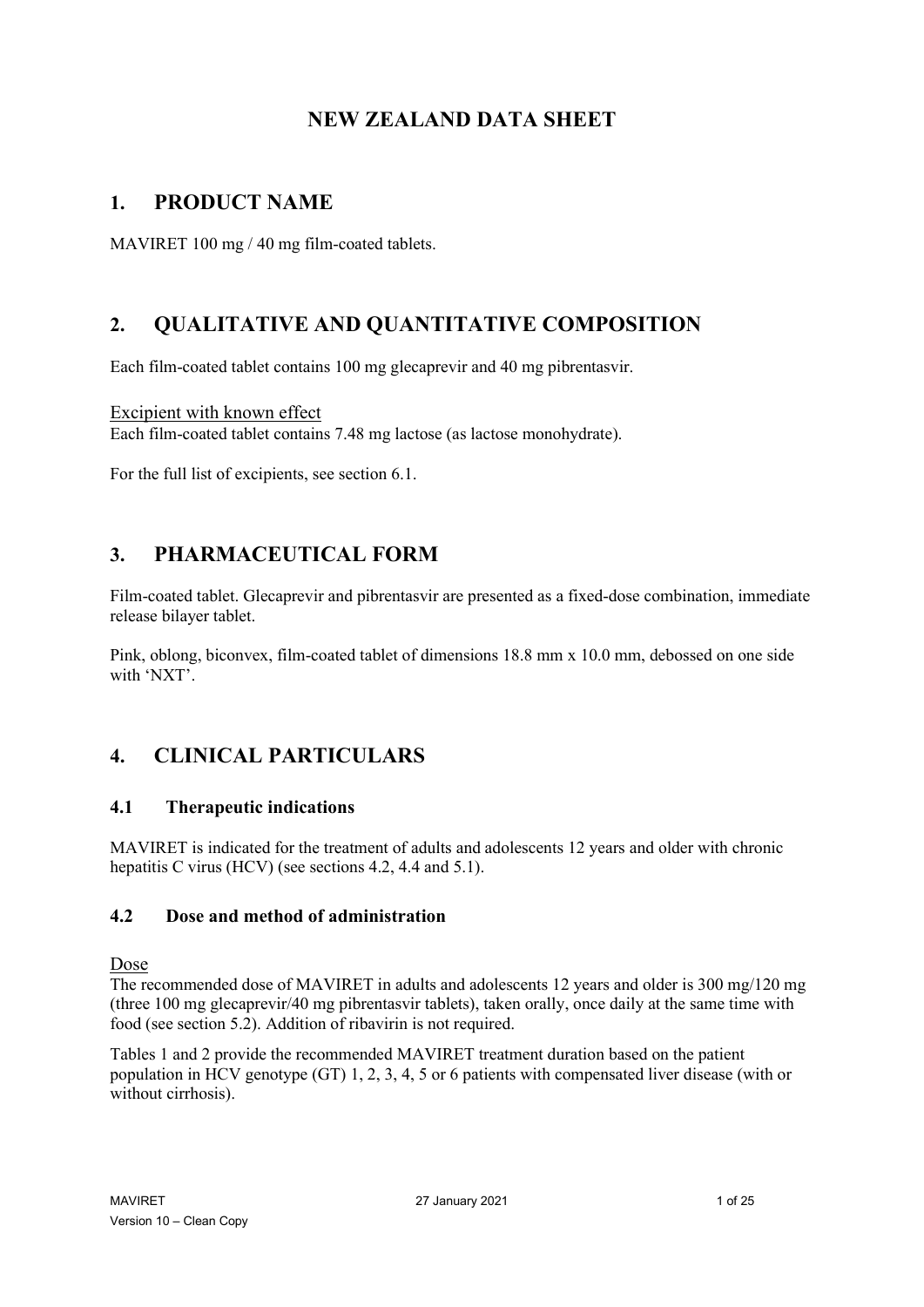# NEW ZEALAND DATA SHEET

## 1. PRODUCT NAME

MAVIRET 100 mg / 40 mg film-coated tablets.

## 2. QUALITATIVE AND QUANTITATIVE COMPOSITION

Each film-coated tablet contains 100 mg glecaprevir and 40 mg pibrentasvir.

Excipient with known effect
Each film-coated tablet contains 7.48 mg lactose (as lactose monohydrate).

For the full list of excipients, see section 6.1.

## 3. PHARMACEUTICAL FORM

Film-coated tablet. Glecaprevir and pibrentasvir are presented as a fixed-dose combination, immediate release bilayer tablet.

Pink, oblong, biconvex, film-coated tablet of dimensions 18.8 mm x 10.0 mm, debossed on one side with 'NXT'.

## 4. CLINICAL PARTICULARS

### 4.1 Therapeutic indications

MAVIRET is indicated for the treatment of adults and adolescents 12 years and older with chronic hepatitis C virus (HCV) (see sections 4.2, 4.4 and 5.1).

### 4.2 Dose and method of administration

Dose

The recommended dose of MAVIRET in adults and adolescents 12 years and older is 300 mg/120 mg (three 100 mg glecaprevir/40 mg pibrentasvir tablets), taken orally, once daily at the same time with food (see section 5.2). Addition of ribavirin is not required.

Tables 1 and 2 provide the recommended MAVIRET treatment duration based on the patient population in HCV genotype (GT) 1, 2, 3, 4, 5 or 6 patients with compensated liver disease (with or without cirrhosis).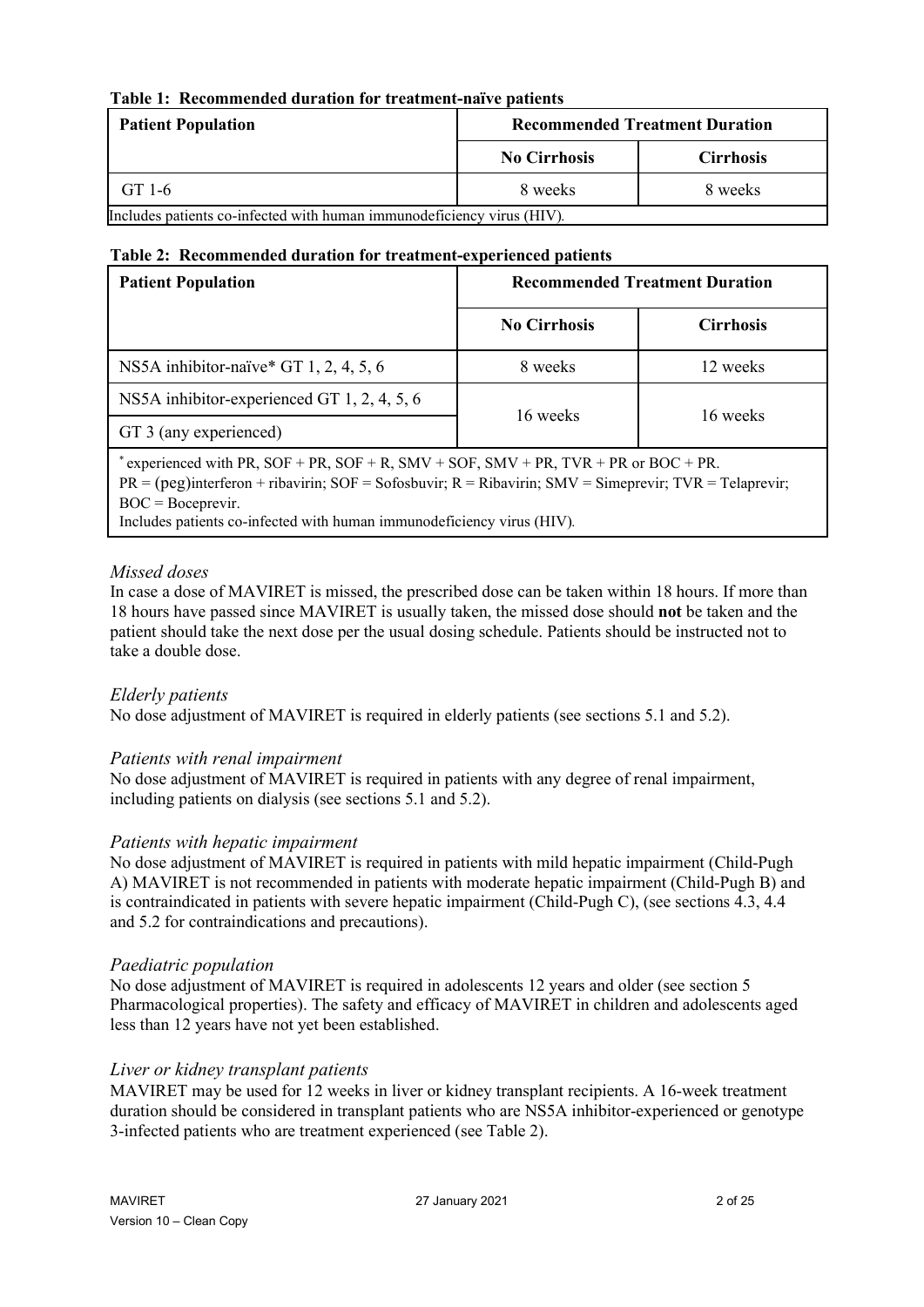**Table 1: Recommended duration for treatment-naïve patients**

| Patient Population | Recommended Treatment Duration | |
|---|---|---|
| | **No Cirrhosis** | **Cirrhosis** |
| GT 1-6 | 8 weeks | 8 weeks |

Includes patients co-infected with human immunodeficiency virus (HIV).

**Table 2: Recommended duration for treatment-experienced patients**

| Patient Population | Recommended Treatment Duration | |
|---|---|---|
| | **No Cirrhosis** | **Cirrhosis** |
| NS5A inhibitor-naïve* GT 1, 2, 4, 5, 6 | 8 weeks | 12 weeks |
| NS5A inhibitor-experienced GT 1, 2, 4, 5, 6 | 16 weeks | 16 weeks |
| GT 3 (any experienced) | 16 weeks | 16 weeks |

* experienced with PR, SOF + PR, SOF + R, SMV + SOF, SMV + PR, TVR + PR or BOC + PR.
PR = (peg)interferon + ribavirin; SOF = Sofosbuvir; R = Ribavirin; SMV = Simeprevir; TVR = Telaprevir; BOC = Boceprevir.
Includes patients co-infected with human immunodeficiency virus (HIV).

*Missed doses*

In case a dose of MAVIRET is missed, the prescribed dose can be taken within 18 hours. If more than 18 hours have passed since MAVIRET is usually taken, the missed dose should **not** be taken and the patient should take the next dose per the usual dosing schedule. Patients should be instructed not to take a double dose.

*Elderly patients*

No dose adjustment of MAVIRET is required in elderly patients (see sections 5.1 and 5.2).

*Patients with renal impairment*

No dose adjustment of MAVIRET is required in patients with any degree of renal impairment, including patients on dialysis (see sections 5.1 and 5.2).

*Patients with hepatic impairment*

No dose adjustment of MAVIRET is required in patients with mild hepatic impairment (Child-Pugh A) MAVIRET is not recommended in patients with moderate hepatic impairment (Child-Pugh B) and is contraindicated in patients with severe hepatic impairment (Child-Pugh C), (see sections 4.3, 4.4 and 5.2 for contraindications and precautions).

*Paediatric population*

No dose adjustment of MAVIRET is required in adolescents 12 years and older (see section 5 Pharmacological properties). The safety and efficacy of MAVIRET in children and adolescents aged less than 12 years have not yet been established.

*Liver or kidney transplant patients*

MAVIRET may be used for 12 weeks in liver or kidney transplant recipients. A 16-week treatment duration should be considered in transplant patients who are NS5A inhibitor-experienced or genotype 3-infected patients who are treatment experienced (see Table 2).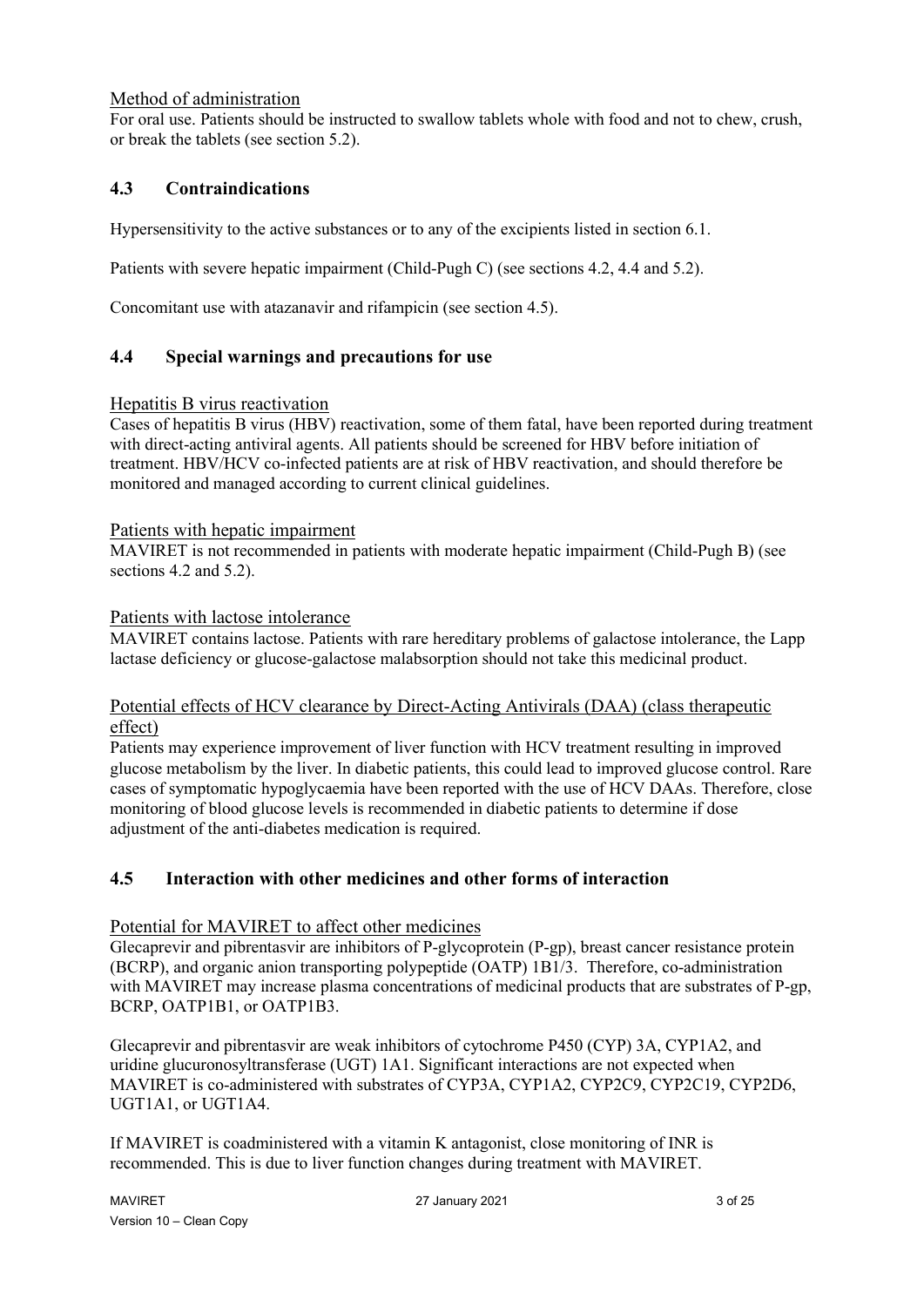Method of administration

For oral use. Patients should be instructed to swallow tablets whole with food and not to chew, crush, or break the tablets (see section 5.2).

## 4.3 Contraindications

Hypersensitivity to the active substances or to any of the excipients listed in section 6.1.

Patients with severe hepatic impairment (Child-Pugh C) (see sections 4.2, 4.4 and 5.2).

Concomitant use with atazanavir and rifampicin (see section 4.5).

## 4.4 Special warnings and precautions for use

Hepatitis B virus reactivation

Cases of hepatitis B virus (HBV) reactivation, some of them fatal, have been reported during treatment with direct-acting antiviral agents. All patients should be screened for HBV before initiation of treatment. HBV/HCV co-infected patients are at risk of HBV reactivation, and should therefore be monitored and managed according to current clinical guidelines.

Patients with hepatic impairment

MAVIRET is not recommended in patients with moderate hepatic impairment (Child-Pugh B) (see sections 4.2 and 5.2).

Patients with lactose intolerance

MAVIRET contains lactose. Patients with rare hereditary problems of galactose intolerance, the Lapp lactase deficiency or glucose-galactose malabsorption should not take this medicinal product.

Potential effects of HCV clearance by Direct-Acting Antivirals (DAA) (class therapeutic effect)

Patients may experience improvement of liver function with HCV treatment resulting in improved glucose metabolism by the liver. In diabetic patients, this could lead to improved glucose control. Rare cases of symptomatic hypoglycaemia have been reported with the use of HCV DAAs. Therefore, close monitoring of blood glucose levels is recommended in diabetic patients to determine if dose adjustment of the anti-diabetes medication is required.

## 4.5 Interaction with other medicines and other forms of interaction

Potential for MAVIRET to affect other medicines

Glecaprevir and pibrentasvir are inhibitors of P-glycoprotein (P-gp), breast cancer resistance protein (BCRP), and organic anion transporting polypeptide (OATP) 1B1/3. Therefore, co-administration with MAVIRET may increase plasma concentrations of medicinal products that are substrates of P-gp, BCRP, OATP1B1, or OATP1B3.

Glecaprevir and pibrentasvir are weak inhibitors of cytochrome P450 (CYP) 3A, CYP1A2, and uridine glucuronosyltransferase (UGT) 1A1. Significant interactions are not expected when MAVIRET is co-administered with substrates of CYP3A, CYP1A2, CYP2C9, CYP2C19, CYP2D6, UGT1A1, or UGT1A4.

If MAVIRET is coadministered with a vitamin K antagonist, close monitoring of INR is recommended. This is due to liver function changes during treatment with MAVIRET.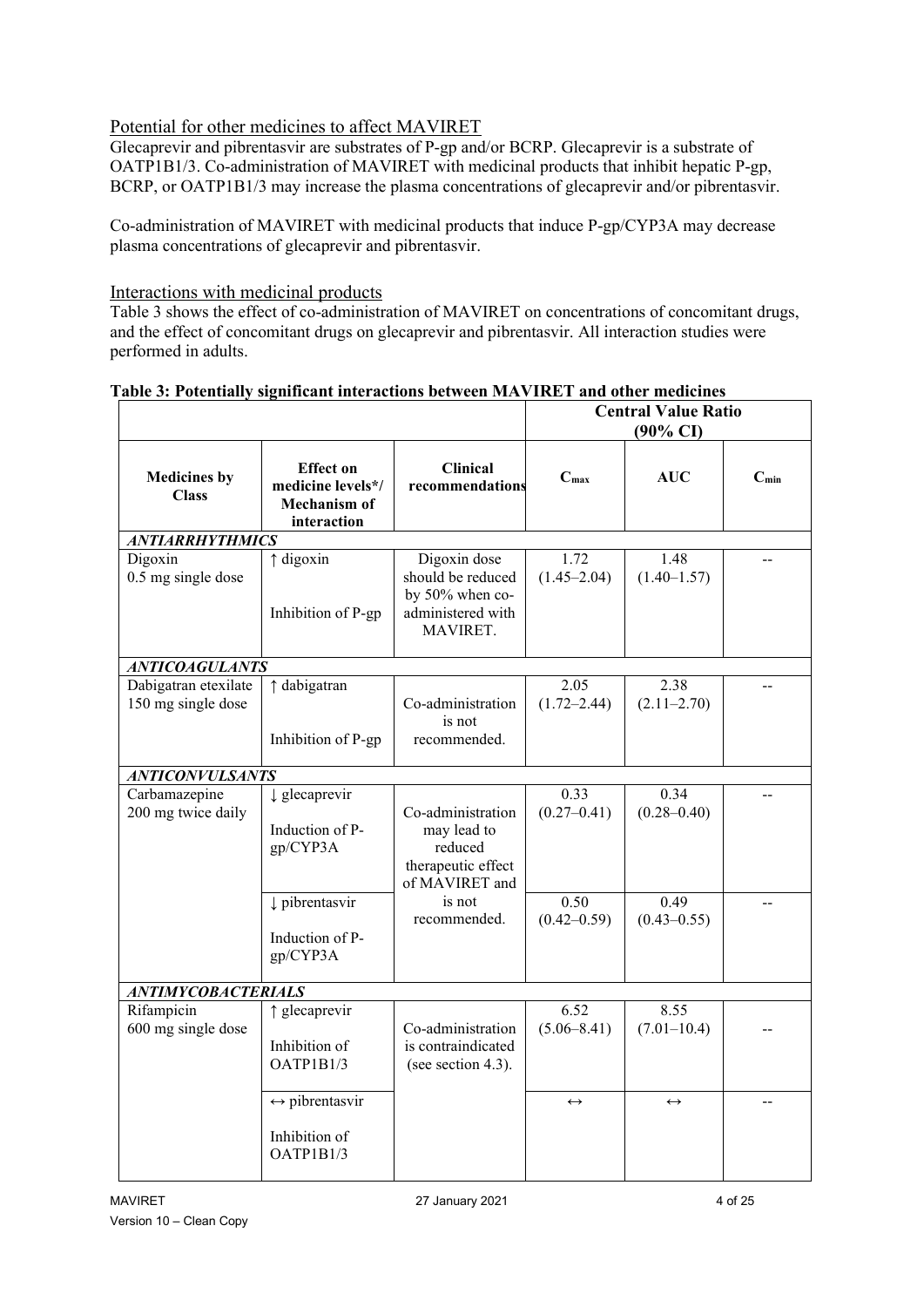## Potential for other medicines to affect MAVIRET

Glecaprevir and pibrentasvir are substrates of P-gp and/or BCRP. Glecaprevir is a substrate of OATP1B1/3. Co-administration of MAVIRET with medicinal products that inhibit hepatic P-gp, BCRP, or OATP1B1/3 may increase the plasma concentrations of glecaprevir and/or pibrentasvir.

Co-administration of MAVIRET with medicinal products that induce P-gp/CYP3A may decrease plasma concentrations of glecaprevir and pibrentasvir.

## Interactions with medicinal products

Table 3 shows the effect of co-administration of MAVIRET on concentrations of concomitant drugs, and the effect of concomitant drugs on glecaprevir and pibrentasvir. All interaction studies were performed in adults.

**Table 3: Potentially significant interactions between MAVIRET and other medicines**

| | | | Central Value Ratio (90% CI) | | |
|---|---|---|---|---|---|
| **Medicines by Class** | **Effect on medicine levels*/ Mechanism of interaction** | **Clinical recommendations** | $C_{max}$ | **AUC** | $C_{min}$ |
| ***ANTIARRHYTHMICS*** | | | | | |
| Digoxin 0.5 mg single dose | ↑ digoxin<br><br>Inhibition of P-gp | Digoxin dose should be reduced by 50% when co-administered with MAVIRET. | 1.72 (1.45–2.04) | 1.48 (1.40–1.57) | -- |
| ***ANTICOAGULANTS*** | | | | | |
| Dabigatran etexilate 150 mg single dose | ↑ dabigatran<br><br>Inhibition of P-gp | Co-administration is not recommended. | 2.05 (1.72–2.44) | 2.38 (2.11–2.70) | -- |
| ***ANTICONVULSANTS*** | | | | | |
| Carbamazepine 200 mg twice daily | ↓ glecaprevir<br><br>Induction of P-gp/CYP3A | Co-administration may lead to reduced therapeutic effect of MAVIRET and is not recommended. | 0.33 (0.27–0.41) | 0.34 (0.28–0.40) | -- |
| | ↓ pibrentasvir<br><br>Induction of P-gp/CYP3A | | 0.50 (0.42–0.59) | 0.49 (0.43–0.55) | -- |
| ***ANTIMYCOBACTERIALS*** | | | | | |
| Rifampicin 600 mg single dose | ↑ glecaprevir<br><br>Inhibition of OATP1B1/3 | Co-administration is contraindicated (see section 4.3). | 6.52 (5.06–8.41) | 8.55 (7.01–10.4) | -- |
| | ↔ pibrentasvir<br><br>Inhibition of OATP1B1/3 | | ↔ | ↔ | -- |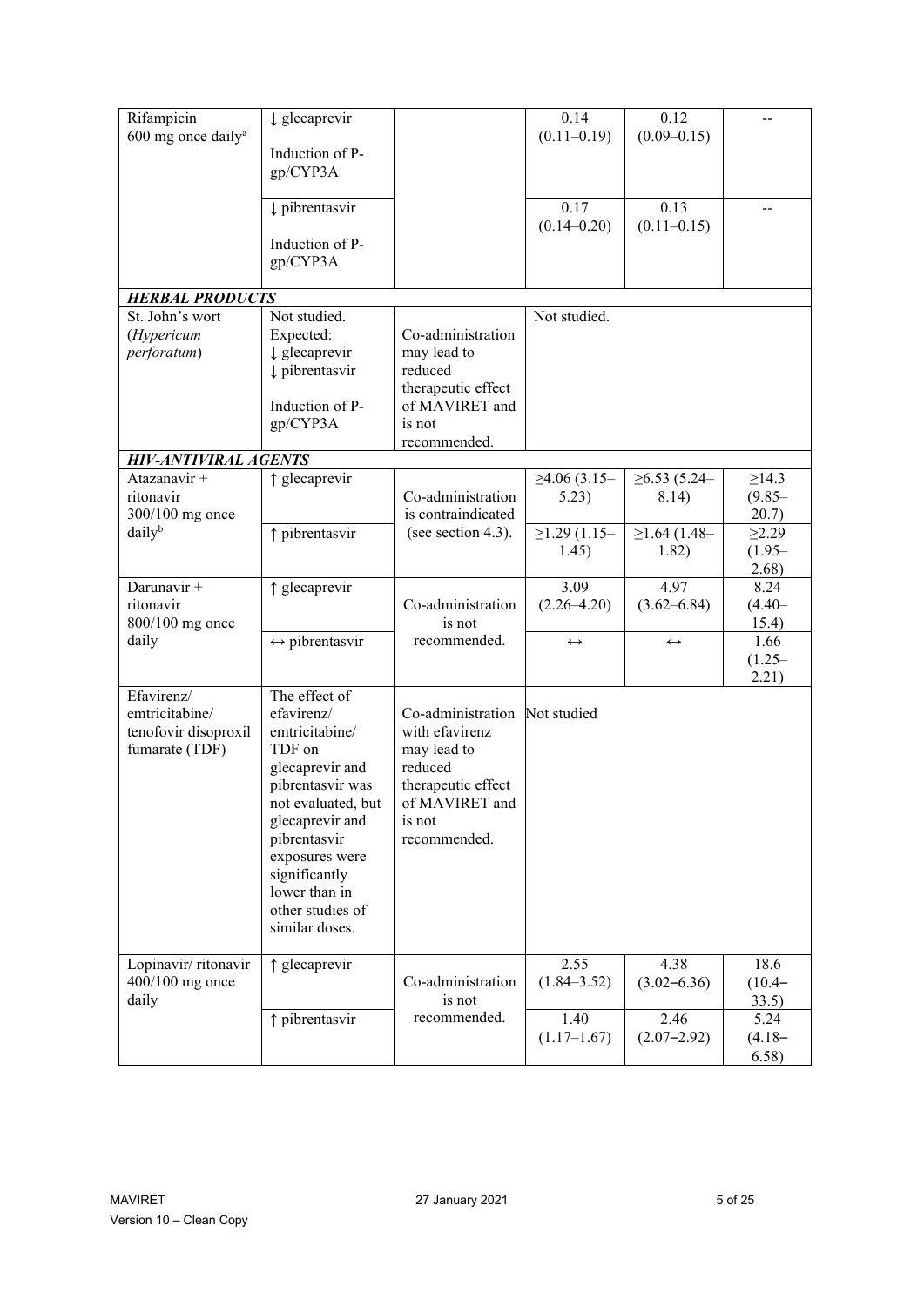| | | | | | |
|---|---|---|---|---|---|
| Rifampicin 600 mg once daily[a] | ↓ glecaprevir<br><br>Induction of P-gp/CYP3A | | 0.14 (0.11–0.19) | 0.12 (0.09–0.15) | -- |
| | ↓ pibrentasvir<br><br>Induction of P-gp/CYP3A | | 0.17 (0.14–0.20) | 0.13 (0.11–0.15) | -- |
| ***HERBAL PRODUCTS*** | | | | | |
| St. John's wort (*Hypericum perforatum*) | Not studied. Expected: ↓ glecaprevir ↓ pibrentasvir<br><br>Induction of P-gp/CYP3A | Co-administration may lead to reduced therapeutic effect of MAVIRET and is not recommended. | Not studied. | | |
| ***HIV-ANTIVIRAL AGENTS*** | | | | | |
| Atazanavir + ritonavir 300/100 mg once daily[b] | ↑ glecaprevir | Co-administration is contraindicated (see section 4.3). | ≥4.06 (3.15–5.23) | ≥6.53 (5.24–8.14) | ≥14.3 (9.85–20.7) |
| | ↑ pibrentasvir | | ≥1.29 (1.15–1.45) | ≥1.64 (1.48–1.82) | ≥2.29 (1.95–2.68) |
| Darunavir + ritonavir 800/100 mg once daily | ↑ glecaprevir | Co-administration is not recommended. | 3.09 (2.26–4.20) | 4.97 (3.62–6.84) | 8.24 (4.40–15.4) |
| | ↔ pibrentasvir | | ↔ | ↔ | 1.66 (1.25–2.21) |
| Efavirenz/ emtricitabine/ tenofovir disoproxil fumarate (TDF) | The effect of efavirenz/ emtricitabine/ TDF on glecaprevir and pibrentasvir was not evaluated, but glecaprevir and pibrentasvir exposures were significantly lower than in other studies of similar doses. | Co-administration with efavirenz may lead to reduced therapeutic effect of MAVIRET and is not recommended. | Not studied | | |
| Lopinavir/ ritonavir 400/100 mg once daily | ↑ glecaprevir | Co-administration is not recommended. | 2.55 (1.84–3.52) | 4.38 (3.02–6.36) | 18.6 (10.4–33.5) |
| | ↑ pibrentasvir | | 1.40 (1.17–1.67) | 2.46 (2.07–2.92) | 5.24 (4.18–6.58) |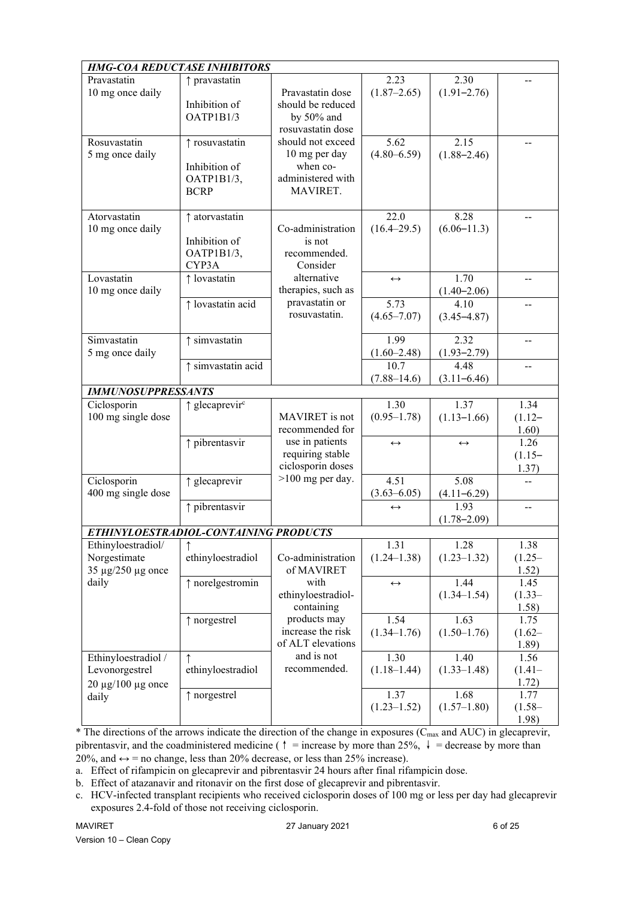| | | | | | |
|---|---|---|---|---|---|
| ***HMG-COA REDUCTASE INHIBITORS*** | | | | | |
| Pravastatin 10 mg once daily | ↑ pravastatin<br><br>Inhibition of OATP1B1/3 | Pravastatin dose should be reduced by 50% and rosuvastatin dose should not exceed 10 mg per day when co-administered with MAVIRET. | 2.23 (1.87–2.65) | 2.30 (1.91–2.76) | -- |
| Rosuvastatin 5 mg once daily | ↑ rosuvastatin<br><br>Inhibition of OATP1B1/3, BCRP | | 5.62 (4.80–6.59) | 2.15 (1.88–2.46) | -- |
| Atorvastatin 10 mg once daily | ↑ atorvastatin<br><br>Inhibition of OATP1B1/3, CYP3A | Co-administration is not recommended. Consider alternative therapies, such as pravastatin or rosuvastatin. | 22.0 (16.4–29.5) | 8.28 (6.06–11.3) | -- |
| Lovastatin 10 mg once daily | ↑ lovastatin | | ↔ | 1.70 (1.40–2.06) | -- |
| | ↑ lovastatin acid | | 5.73 (4.65–7.07) | 4.10 (3.45–4.87) | -- |
| Simvastatin 5 mg once daily | ↑ simvastatin | | 1.99 (1.60–2.48) | 2.32 (1.93–2.79) | -- |
| | ↑ simvastatin acid | | 10.7 (7.88–14.6) | 4.48 (3.11–6.46) | -- |
| ***IMMUNOSUPPRESSANTS*** | | | | | |
| Ciclosporin 100 mg single dose | ↑ glecaprevir[c] | MAVIRET is not recommended for use in patients requiring stable ciclosporin doses >100 mg per day. | 1.30 (0.95–1.78) | 1.37 (1.13–1.66) | 1.34 (1.12–1.60) |
| | ↑ pibrentasvir | | ↔ | ↔ | 1.26 (1.15–1.37) |
| Ciclosporin 400 mg single dose | ↑ glecaprevir | | 4.51 (3.63–6.05) | 5.08 (4.11–6.29) | -- |
| | ↑ pibrentasvir | | ↔ | 1.93 (1.78–2.09) | -- |
| ***ETHINYLOESTRADIOL-CONTAINING PRODUCTS*** | | | | | |
| Ethinyloestradiol/ Norgestimate 35 µg/250 µg once daily | ↑ ethinyloestradiol | Co-administration of MAVIRET with ethinyloestradiol-containing products may increase the risk of ALT elevations and is not recommended. | 1.31 (1.24–1.38) | 1.28 (1.23–1.32) | 1.38 (1.25–1.52) |
| | ↑ norelgestromin | | ↔ | 1.44 (1.34–1.54) | 1.45 (1.33–1.58) |
| | ↑ norgestrel | | 1.54 (1.34–1.76) | 1.63 (1.50–1.76) | 1.75 (1.62–1.89) |
| Ethinyloestradiol / Levonorgestrel 20 µg/100 µg once daily | ↑ ethinyloestradiol | | 1.30 (1.18–1.44) | 1.40 (1.33–1.48) | 1.56 (1.41–1.72) |
| | ↑ norgestrel | | 1.37 (1.23–1.52) | 1.68 (1.57–1.80) | 1.77 (1.58–1.98) |

* The directions of the arrows indicate the direction of the change in exposures ($C_{max}$ and AUC) in glecaprevir, pibrentasvir, and the coadministered medicine (↑ = increase by more than 25%, ↓ = decrease by more than 20%, and ↔ = no change, less than 20% decrease, or less than 25% increase).

a. Effect of rifampicin on glecaprevir and pibrentasvir 24 hours after final rifampicin dose.

b. Effect of atazanavir and ritonavir on the first dose of glecaprevir and pibrentasvir.

c. HCV-infected transplant recipients who received ciclosporin doses of 100 mg or less per day had glecaprevir exposures 2.4-fold of those not receiving ciclosporin.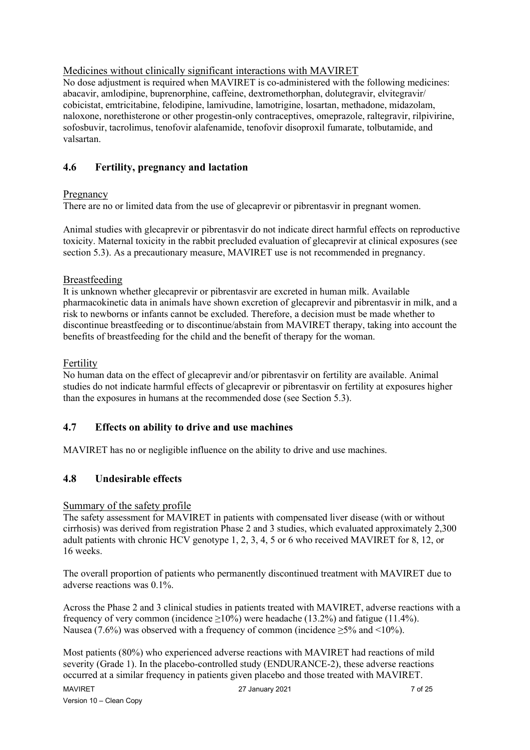### Medicines without clinically significant interactions with MAVIRET

No dose adjustment is required when MAVIRET is co-administered with the following medicines: abacavir, amlodipine, buprenorphine, caffeine, dextromethorphan, dolutegravir, elvitegravir/ cobicistat, emtricitabine, felodipine, lamivudine, lamotrigine, losartan, methadone, midazolam, naloxone, norethisterone or other progestin-only contraceptives, omeprazole, raltegravir, rilpivirine, sofosbuvir, tacrolimus, tenofovir alafenamide, tenofovir disoproxil fumarate, tolbutamide, and valsartan.

## 4.6 Fertility, pregnancy and lactation

### Pregnancy

There are no or limited data from the use of glecaprevir or pibrentasvir in pregnant women.

Animal studies with glecaprevir or pibrentasvir do not indicate direct harmful effects on reproductive toxicity. Maternal toxicity in the rabbit precluded evaluation of glecaprevir at clinical exposures (see section 5.3). As a precautionary measure, MAVIRET use is not recommended in pregnancy.

### Breastfeeding

It is unknown whether glecaprevir or pibrentasvir are excreted in human milk. Available pharmacokinetic data in animals have shown excretion of glecaprevir and pibrentasvir in milk, and a risk to newborns or infants cannot be excluded. Therefore, a decision must be made whether to discontinue breastfeeding or to discontinue/abstain from MAVIRET therapy, taking into account the benefits of breastfeeding for the child and the benefit of therapy for the woman.

### Fertility

No human data on the effect of glecaprevir and/or pibrentasvir on fertility are available. Animal studies do not indicate harmful effects of glecaprevir or pibrentasvir on fertility at exposures higher than the exposures in humans at the recommended dose (see Section 5.3).

## 4.7 Effects on ability to drive and use machines

MAVIRET has no or negligible influence on the ability to drive and use machines.

## 4.8 Undesirable effects

### Summary of the safety profile

The safety assessment for MAVIRET in patients with compensated liver disease (with or without cirrhosis) was derived from registration Phase 2 and 3 studies, which evaluated approximately 2,300 adult patients with chronic HCV genotype 1, 2, 3, 4, 5 or 6 who received MAVIRET for 8, 12, or 16 weeks.

The overall proportion of patients who permanently discontinued treatment with MAVIRET due to adverse reactions was 0.1%.

Across the Phase 2 and 3 clinical studies in patients treated with MAVIRET, adverse reactions with a frequency of very common (incidence $\geq$10%) were headache (13.2%) and fatigue (11.4%). Nausea (7.6%) was observed with a frequency of common (incidence $\geq$5% and <10%).

Most patients (80%) who experienced adverse reactions with MAVIRET had reactions of mild severity (Grade 1). In the placebo-controlled study (ENDURANCE-2), these adverse reactions occurred at a similar frequency in patients given placebo and those treated with MAVIRET.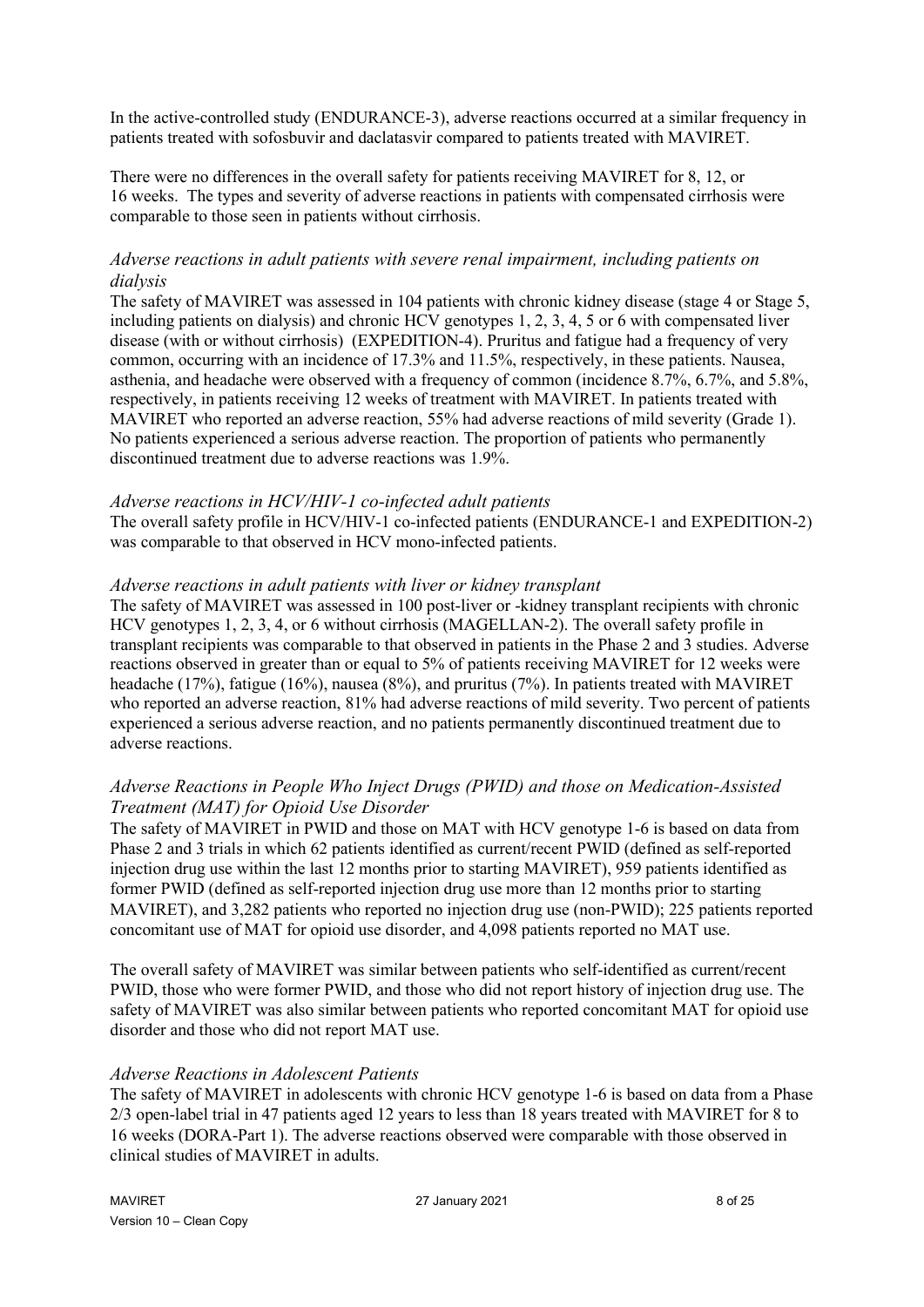In the active-controlled study (ENDURANCE-3), adverse reactions occurred at a similar frequency in patients treated with sofosbuvir and daclatasvir compared to patients treated with MAVIRET.

There were no differences in the overall safety for patients receiving MAVIRET for 8, 12, or 16 weeks. The types and severity of adverse reactions in patients with compensated cirrhosis were comparable to those seen in patients without cirrhosis.

*Adverse reactions in adult patients with severe renal impairment, including patients on dialysis*

The safety of MAVIRET was assessed in 104 patients with chronic kidney disease (stage 4 or Stage 5, including patients on dialysis) and chronic HCV genotypes 1, 2, 3, 4, 5 or 6 with compensated liver disease (with or without cirrhosis) (EXPEDITION-4). Pruritus and fatigue had a frequency of very common, occurring with an incidence of 17.3% and 11.5%, respectively, in these patients. Nausea, asthenia, and headache were observed with a frequency of common (incidence 8.7%, 6.7%, and 5.8%, respectively, in patients receiving 12 weeks of treatment with MAVIRET. In patients treated with MAVIRET who reported an adverse reaction, 55% had adverse reactions of mild severity (Grade 1). No patients experienced a serious adverse reaction. The proportion of patients who permanently discontinued treatment due to adverse reactions was 1.9%.

*Adverse reactions in HCV/HIV-1 co-infected adult patients*

The overall safety profile in HCV/HIV-1 co-infected patients (ENDURANCE-1 and EXPEDITION-2) was comparable to that observed in HCV mono-infected patients.

*Adverse reactions in adult patients with liver or kidney transplant*

The safety of MAVIRET was assessed in 100 post-liver or -kidney transplant recipients with chronic HCV genotypes 1, 2, 3, 4, or 6 without cirrhosis (MAGELLAN-2). The overall safety profile in transplant recipients was comparable to that observed in patients in the Phase 2 and 3 studies. Adverse reactions observed in greater than or equal to 5% of patients receiving MAVIRET for 12 weeks were headache (17%), fatigue (16%), nausea (8%), and pruritus (7%). In patients treated with MAVIRET who reported an adverse reaction, 81% had adverse reactions of mild severity. Two percent of patients experienced a serious adverse reaction, and no patients permanently discontinued treatment due to adverse reactions.

*Adverse Reactions in People Who Inject Drugs (PWID) and those on Medication-Assisted Treatment (MAT) for Opioid Use Disorder*

The safety of MAVIRET in PWID and those on MAT with HCV genotype 1-6 is based on data from Phase 2 and 3 trials in which 62 patients identified as current/recent PWID (defined as self-reported injection drug use within the last 12 months prior to starting MAVIRET), 959 patients identified as former PWID (defined as self-reported injection drug use more than 12 months prior to starting MAVIRET), and 3,282 patients who reported no injection drug use (non-PWID); 225 patients reported concomitant use of MAT for opioid use disorder, and 4,098 patients reported no MAT use.

The overall safety of MAVIRET was similar between patients who self-identified as current/recent PWID, those who were former PWID, and those who did not report history of injection drug use. The safety of MAVIRET was also similar between patients who reported concomitant MAT for opioid use disorder and those who did not report MAT use.

*Adverse Reactions in Adolescent Patients*

The safety of MAVIRET in adolescents with chronic HCV genotype 1-6 is based on data from a Phase 2/3 open-label trial in 47 patients aged 12 years to less than 18 years treated with MAVIRET for 8 to 16 weeks (DORA-Part 1). The adverse reactions observed were comparable with those observed in clinical studies of MAVIRET in adults.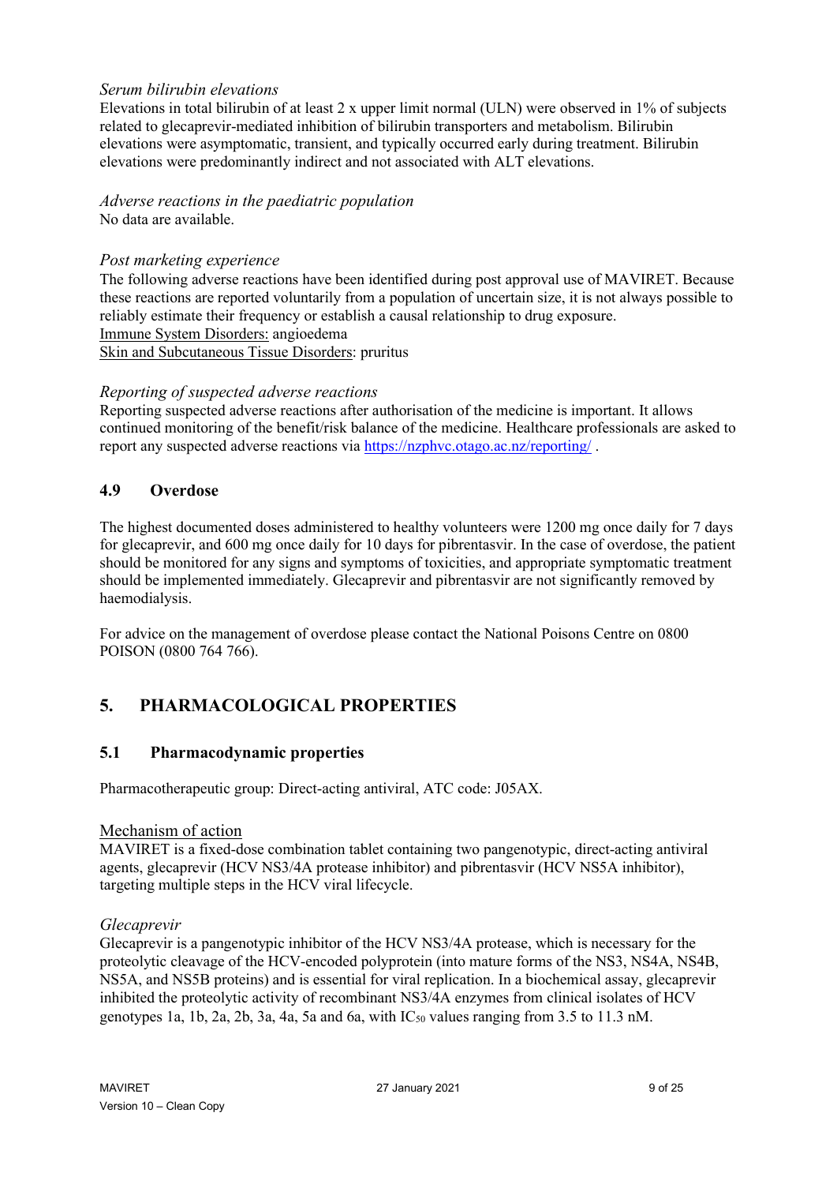*Serum bilirubin elevations*

Elevations in total bilirubin of at least 2 x upper limit normal (ULN) were observed in 1% of subjects related to glecaprevir-mediated inhibition of bilirubin transporters and metabolism. Bilirubin elevations were asymptomatic, transient, and typically occurred early during treatment. Bilirubin elevations were predominantly indirect and not associated with ALT elevations.

*Adverse reactions in the paediatric population*

No data are available.

*Post marketing experience*

The following adverse reactions have been identified during post approval use of MAVIRET. Because these reactions are reported voluntarily from a population of uncertain size, it is not always possible to reliably estimate their frequency or establish a causal relationship to drug exposure.

Immune System Disorders: angioedema

Skin and Subcutaneous Tissue Disorders: pruritus

*Reporting of suspected adverse reactions*

Reporting suspected adverse reactions after authorisation of the medicine is important. It allows continued monitoring of the benefit/risk balance of the medicine. Healthcare professionals are asked to report any suspected adverse reactions via https://nzphvc.otago.ac.nz/reporting/ .

## 4.9 Overdose

The highest documented doses administered to healthy volunteers were 1200 mg once daily for 7 days for glecaprevir, and 600 mg once daily for 10 days for pibrentasvir. In the case of overdose, the patient should be monitored for any signs and symptoms of toxicities, and appropriate symptomatic treatment should be implemented immediately. Glecaprevir and pibrentasvir are not significantly removed by haemodialysis.

For advice on the management of overdose please contact the National Poisons Centre on 0800 POISON (0800 764 766).

# 5. PHARMACOLOGICAL PROPERTIES

## 5.1 Pharmacodynamic properties

Pharmacotherapeutic group: Direct-acting antiviral, ATC code: J05AX.

### Mechanism of action

MAVIRET is a fixed-dose combination tablet containing two pangenotypic, direct-acting antiviral agents, glecaprevir (HCV NS3/4A protease inhibitor) and pibrentasvir (HCV NS5A inhibitor), targeting multiple steps in the HCV viral lifecycle.

*Glecaprevir*

Glecaprevir is a pangenotypic inhibitor of the HCV NS3/4A protease, which is necessary for the proteolytic cleavage of the HCV-encoded polyprotein (into mature forms of the NS3, NS4A, NS4B, NS5A, and NS5B proteins) and is essential for viral replication. In a biochemical assay, glecaprevir inhibited the proteolytic activity of recombinant NS3/4A enzymes from clinical isolates of HCV genotypes 1a, 1b, 2a, 2b, 3a, 4a, 5a and 6a, with $IC_{50}$ values ranging from 3.5 to 11.3 nM.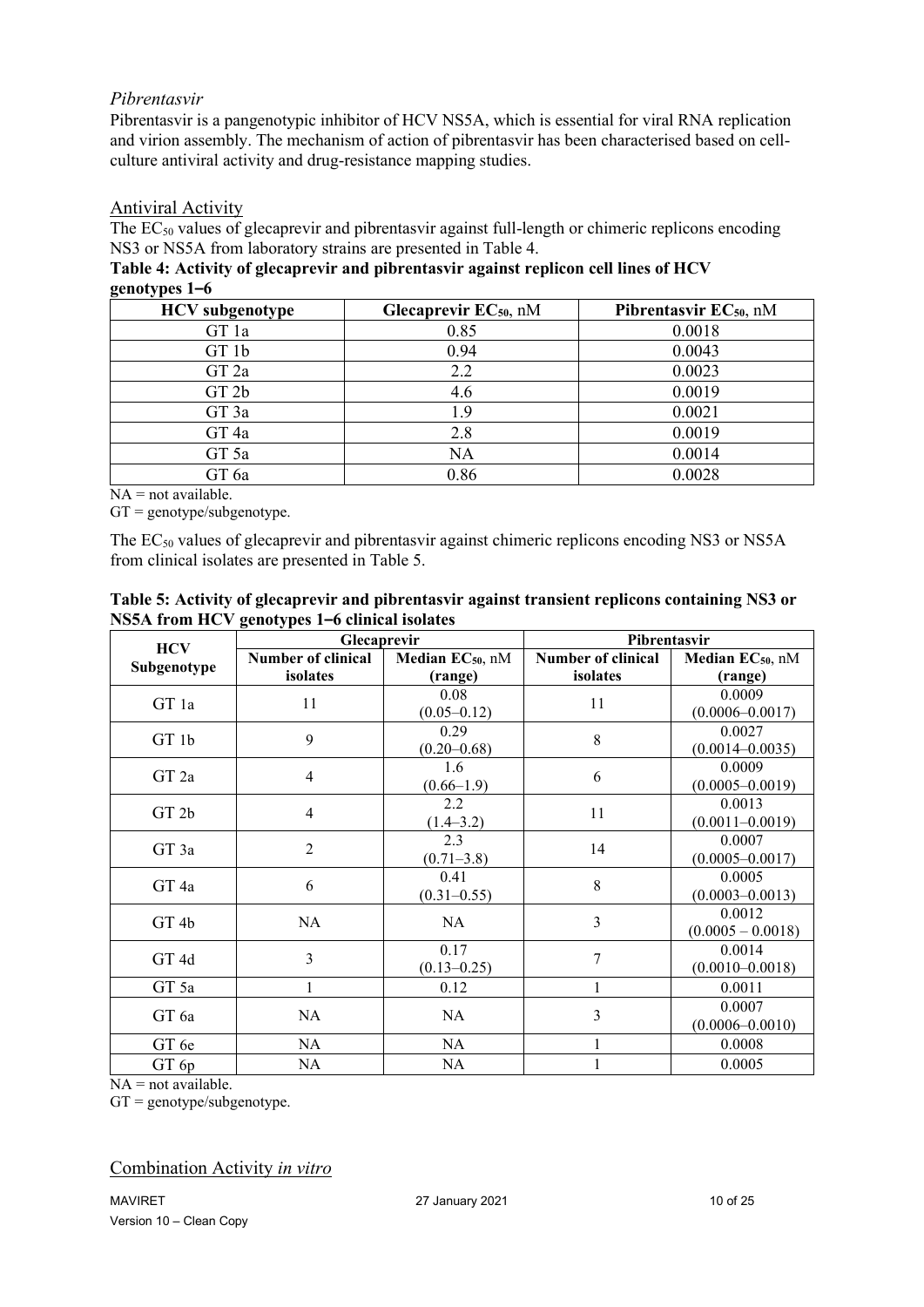### *Pibrentasvir*

Pibrentasvir is a pangenotypic inhibitor of HCV NS5A, which is essential for viral RNA replication and virion assembly. The mechanism of action of pibrentasvir has been characterised based on cell-culture antiviral activity and drug-resistance mapping studies.

## Antiviral Activity

The $EC_{50}$ values of glecaprevir and pibrentasvir against full-length or chimeric replicons encoding NS3 or NS5A from laboratory strains are presented in Table 4.

**Table 4: Activity of glecaprevir and pibrentasvir against replicon cell lines of HCV genotypes 1–6**

| HCV subgenotype | Glecaprevir $EC_{50}$, nM | Pibrentasvir $EC_{50}$, nM |
|---|---|---|
| GT 1a | 0.85 | 0.0018 |
| GT 1b | 0.94 | 0.0043 |
| GT 2a | 2.2 | 0.0023 |
| GT 2b | 4.6 | 0.0019 |
| GT 3a | 1.9 | 0.0021 |
| GT 4a | 2.8 | 0.0019 |
| GT 5a | NA | 0.0014 |
| GT 6a | 0.86 | 0.0028 |

NA = not available.
GT = genotype/subgenotype.

The $EC_{50}$ values of glecaprevir and pibrentasvir against chimeric replicons encoding NS3 or NS5A from clinical isolates are presented in Table 5.

**Table 5: Activity of glecaprevir and pibrentasvir against transient replicons containing NS3 or NS5A from HCV genotypes 1–6 clinical isolates**

| HCV Subgenotype | Glecaprevir | | Pibrentasvir | |
|---|---|---|---|---|
| | Number of clinical isolates | Median $EC_{50}$, nM (range) | Number of clinical isolates | Median $EC_{50}$, nM (range) |
| GT 1a | 11 | 0.08 (0.05–0.12) | 11 | 0.0009 (0.0006–0.0017) |
| GT 1b | 9 | 0.29 (0.20–0.68) | 8 | 0.0027 (0.0014–0.0035) |
| GT 2a | 4 | 1.6 (0.66–1.9) | 6 | 0.0009 (0.0005–0.0019) |
| GT 2b | 4 | 2.2 (1.4–3.2) | 11 | 0.0013 (0.0011–0.0019) |
| GT 3a | 2 | 2.3 (0.71–3.8) | 14 | 0.0007 (0.0005–0.0017) |
| GT 4a | 6 | 0.41 (0.31–0.55) | 8 | 0.0005 (0.0003–0.0013) |
| GT 4b | NA | NA | 3 | 0.0012 (0.0005 – 0.0018) |
| GT 4d | 3 | 0.17 (0.13–0.25) | 7 | 0.0014 (0.0010–0.0018) |
| GT 5a | 1 | 0.12 | 1 | 0.0011 |
| GT 6a | NA | NA | 3 | 0.0007 (0.0006–0.0010) |
| GT 6e | NA | NA | 1 | 0.0008 |
| GT 6p | NA | NA | 1 | 0.0005 |

NA = not available.
GT = genotype/subgenotype.

## Combination Activity *in vitro*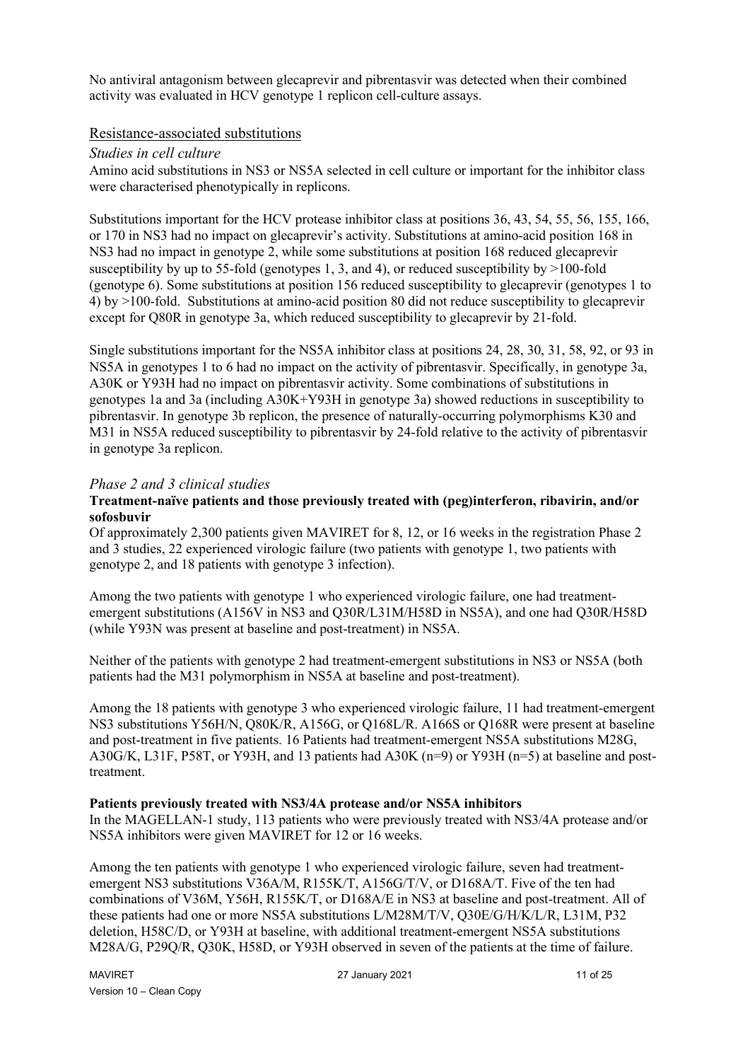No antiviral antagonism between glecaprevir and pibrentasvir was detected when their combined activity was evaluated in HCV genotype 1 replicon cell-culture assays.

## Resistance-associated substitutions

### *Studies in cell culture*

Amino acid substitutions in NS3 or NS5A selected in cell culture or important for the inhibitor class were characterised phenotypically in replicons.

Substitutions important for the HCV protease inhibitor class at positions 36, 43, 54, 55, 56, 155, 166, or 170 in NS3 had no impact on glecaprevir's activity. Substitutions at amino-acid position 168 in NS3 had no impact in genotype 2, while some substitutions at position 168 reduced glecaprevir susceptibility by up to 55-fold (genotypes 1, 3, and 4), or reduced susceptibility by >100-fold (genotype 6). Some substitutions at position 156 reduced susceptibility to glecaprevir (genotypes 1 to 4) by >100-fold. Substitutions at amino-acid position 80 did not reduce susceptibility to glecaprevir except for Q80R in genotype 3a, which reduced susceptibility to glecaprevir by 21-fold.

Single substitutions important for the NS5A inhibitor class at positions 24, 28, 30, 31, 58, 92, or 93 in NS5A in genotypes 1 to 6 had no impact on the activity of pibrentasvir. Specifically, in genotype 3a, A30K or Y93H had no impact on pibrentasvir activity. Some combinations of substitutions in genotypes 1a and 3a (including A30K+Y93H in genotype 3a) showed reductions in susceptibility to pibrentasvir. In genotype 3b replicon, the presence of naturally-occurring polymorphisms K30 and M31 in NS5A reduced susceptibility to pibrentasvir by 24-fold relative to the activity of pibrentasvir in genotype 3a replicon.

### *Phase 2 and 3 clinical studies*

**Treatment-naïve patients and those previously treated with (peg)interferon, ribavirin, and/or sofosbuvir**

Of approximately 2,300 patients given MAVIRET for 8, 12, or 16 weeks in the registration Phase 2 and 3 studies, 22 experienced virologic failure (two patients with genotype 1, two patients with genotype 2, and 18 patients with genotype 3 infection).

Among the two patients with genotype 1 who experienced virologic failure, one had treatment-emergent substitutions (A156V in NS3 and Q30R/L31M/H58D in NS5A), and one had Q30R/H58D (while Y93N was present at baseline and post-treatment) in NS5A.

Neither of the patients with genotype 2 had treatment-emergent substitutions in NS3 or NS5A (both patients had the M31 polymorphism in NS5A at baseline and post-treatment).

Among the 18 patients with genotype 3 who experienced virologic failure, 11 had treatment-emergent NS3 substitutions Y56H/N, Q80K/R, A156G, or Q168L/R. A166S or Q168R were present at baseline and post-treatment in five patients. 16 Patients had treatment-emergent NS5A substitutions M28G, A30G/K, L31F, P58T, or Y93H, and 13 patients had A30K (n=9) or Y93H (n=5) at baseline and post-treatment.

**Patients previously treated with NS3/4A protease and/or NS5A inhibitors**

In the MAGELLAN-1 study, 113 patients who were previously treated with NS3/4A protease and/or NS5A inhibitors were given MAVIRET for 12 or 16 weeks.

Among the ten patients with genotype 1 who experienced virologic failure, seven had treatment-emergent NS3 substitutions V36A/M, R155K/T, A156G/T/V, or D168A/T. Five of the ten had combinations of V36M, Y56H, R155K/T, or D168A/E in NS3 at baseline and post-treatment. All of these patients had one or more NS5A substitutions L/M28M/T/V, Q30E/G/H/K/L/R, L31M, P32 deletion, H58C/D, or Y93H at baseline, with additional treatment-emergent NS5A substitutions M28A/G, P29Q/R, Q30K, H58D, or Y93H observed in seven of the patients at the time of failure.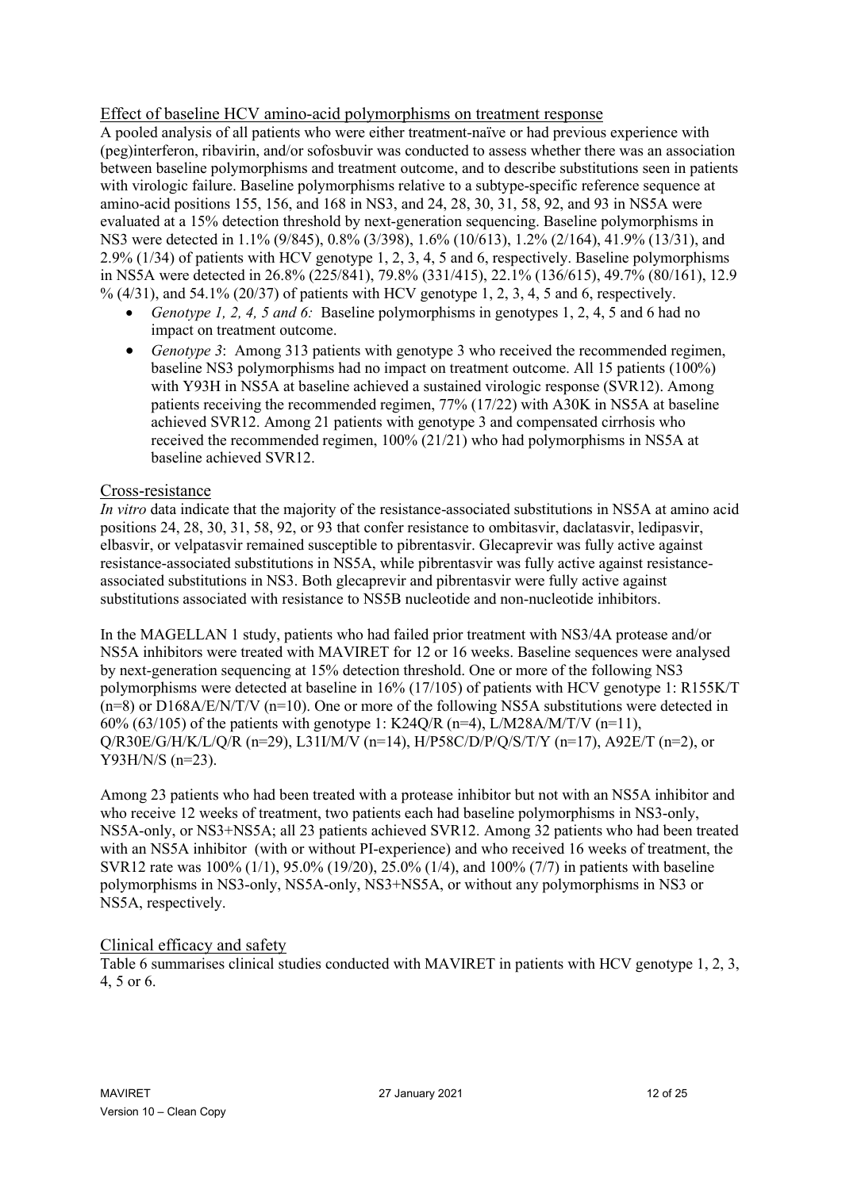## Effect of baseline HCV amino-acid polymorphisms on treatment response

A pooled analysis of all patients who were either treatment-naïve or had previous experience with (peg)interferon, ribavirin, and/or sofosbuvir was conducted to assess whether there was an association between baseline polymorphisms and treatment outcome, and to describe substitutions seen in patients with virologic failure. Baseline polymorphisms relative to a subtype-specific reference sequence at amino-acid positions 155, 156, and 168 in NS3, and 24, 28, 30, 31, 58, 92, and 93 in NS5A were evaluated at a 15% detection threshold by next-generation sequencing. Baseline polymorphisms in NS3 were detected in 1.1% (9/845), 0.8% (3/398), 1.6% (10/613), 1.2% (2/164), 41.9% (13/31), and 2.9% (1/34) of patients with HCV genotype 1, 2, 3, 4, 5 and 6, respectively. Baseline polymorphisms in NS5A were detected in 26.8% (225/841), 79.8% (331/415), 22.1% (136/615), 49.7% (80/161), 12.9 % (4/31), and 54.1% (20/37) of patients with HCV genotype 1, 2, 3, 4, 5 and 6, respectively.

- *Genotype 1, 2, 4, 5 and 6:* Baseline polymorphisms in genotypes 1, 2, 4, 5 and 6 had no impact on treatment outcome.
- *Genotype 3*: Among 313 patients with genotype 3 who received the recommended regimen, baseline NS3 polymorphisms had no impact on treatment outcome. All 15 patients (100%) with Y93H in NS5A at baseline achieved a sustained virologic response (SVR12). Among patients receiving the recommended regimen, 77% (17/22) with A30K in NS5A at baseline achieved SVR12. Among 21 patients with genotype 3 and compensated cirrhosis who received the recommended regimen, 100% (21/21) who had polymorphisms in NS5A at baseline achieved SVR12.

## Cross-resistance

*In vitro* data indicate that the majority of the resistance-associated substitutions in NS5A at amino acid positions 24, 28, 30, 31, 58, 92, or 93 that confer resistance to ombitasvir, daclatasvir, ledipasvir, elbasvir, or velpatasvir remained susceptible to pibrentasvir. Glecaprevir was fully active against resistance-associated substitutions in NS5A, while pibrentasvir was fully active against resistance-associated substitutions in NS3. Both glecaprevir and pibrentasvir were fully active against substitutions associated with resistance to NS5B nucleotide and non-nucleotide inhibitors.

In the MAGELLAN 1 study, patients who had failed prior treatment with NS3/4A protease and/or NS5A inhibitors were treated with MAVIRET for 12 or 16 weeks. Baseline sequences were analysed by next-generation sequencing at 15% detection threshold. One or more of the following NS3 polymorphisms were detected at baseline in 16% (17/105) of patients with HCV genotype 1: R155K/T (n=8) or D168A/E/N/T/V (n=10). One or more of the following NS5A substitutions were detected in 60% (63/105) of the patients with genotype 1: K24Q/R (n=4), L/M28A/M/T/V (n=11), Q/R30E/G/H/K/L/Q/R (n=29), L31I/M/V (n=14), H/P58C/D/P/Q/S/T/Y (n=17), A92E/T (n=2), or Y93H/N/S (n=23).

Among 23 patients who had been treated with a protease inhibitor but not with an NS5A inhibitor and who receive 12 weeks of treatment, two patients each had baseline polymorphisms in NS3-only, NS5A-only, or NS3+NS5A; all 23 patients achieved SVR12. Among 32 patients who had been treated with an NS5A inhibitor (with or without PI-experience) and who received 16 weeks of treatment, the SVR12 rate was 100% (1/1), 95.0% (19/20), 25.0% (1/4), and 100% (7/7) in patients with baseline polymorphisms in NS3-only, NS5A-only, NS3+NS5A, or without any polymorphisms in NS3 or NS5A, respectively.

## Clinical efficacy and safety

Table 6 summarises clinical studies conducted with MAVIRET in patients with HCV genotype 1, 2, 3, 4, 5 or 6.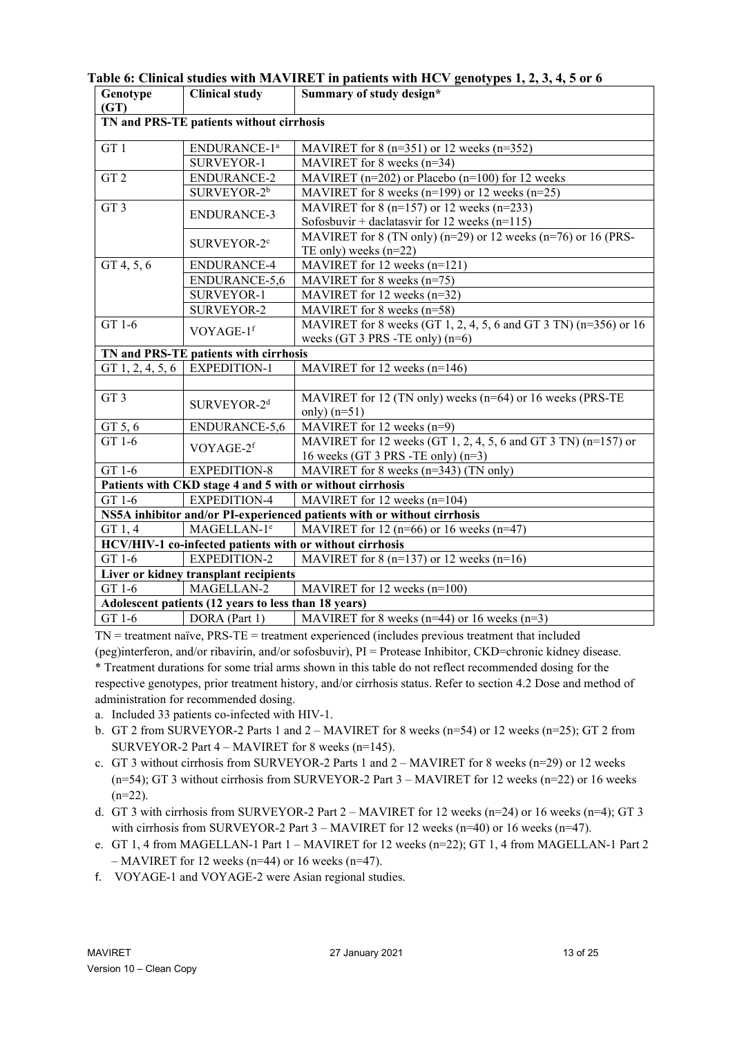**Table 6: Clinical studies with MAVIRET in patients with HCV genotypes 1, 2, 3, 4, 5 or 6**

| Genotype (GT) | Clinical study | Summary of study design* |
|---|---|---|
| **TN and PRS-TE patients without cirrhosis** | | |
| GT 1 | ENDURANCE-1[a] | MAVIRET for 8 (n=351) or 12 weeks (n=352) |
| | SURVEYOR-1 | MAVIRET for 8 weeks (n=34) |
| GT 2 | ENDURANCE-2 | MAVIRET (n=202) or Placebo (n=100) for 12 weeks |
| | SURVEYOR-2[b] | MAVIRET for 8 weeks (n=199) or 12 weeks (n=25) |
| GT 3 | ENDURANCE-3 | MAVIRET for 8 (n=157) or 12 weeks (n=233)<br>Sofosbuvir + daclatasvir for 12 weeks (n=115) |
| | SURVEYOR-2[c] | MAVIRET for 8 (TN only) (n=29) or 12 weeks (n=76) or 16 (PRS-TE only) weeks (n=22) |
| GT 4, 5, 6 | ENDURANCE-4 | MAVIRET for 12 weeks (n=121) |
| | ENDURANCE-5,6 | MAVIRET for 8 weeks (n=75) |
| | SURVEYOR-1 | MAVIRET for 12 weeks (n=32) |
| | SURVEYOR-2 | MAVIRET for 8 weeks (n=58) |
| GT 1-6 | VOYAGE-1[f] | MAVIRET for 8 weeks (GT 1, 2, 4, 5, 6 and GT 3 TN) (n=356) or 16 weeks (GT 3 PRS -TE only) (n=6) |
| **TN and PRS-TE patients with cirrhosis** | | |
| GT 1, 2, 4, 5, 6 | EXPEDITION-1 | MAVIRET for 12 weeks (n=146) |
| | | |
| GT 3 | SURVEYOR-2[d] | MAVIRET for 12 (TN only) weeks (n=64) or 16 weeks (PRS-TE only) (n=51) |
| GT 5, 6 | ENDURANCE-5,6 | MAVIRET for 12 weeks (n=9) |
| GT 1-6 | VOYAGE-2[f] | MAVIRET for 12 weeks (GT 1, 2, 4, 5, 6 and GT 3 TN) (n=157) or 16 weeks (GT 3 PRS -TE only) (n=3) |
| GT 1-6 | EXPEDITION-8 | MAVIRET for 8 weeks (n=343) (TN only) |
| **Patients with CKD stage 4 and 5 with or without cirrhosis** | | |
| GT 1-6 | EXPEDITION-4 | MAVIRET for 12 weeks (n=104) |
| **NS5A inhibitor and/or PI-experienced patients with or without cirrhosis** | | |
| GT 1, 4 | MAGELLAN-1[e] | MAVIRET for 12 (n=66) or 16 weeks (n=47) |
| **HCV/HIV-1 co-infected patients with or without cirrhosis** | | |
| GT 1-6 | EXPEDITION-2 | MAVIRET for 8 (n=137) or 12 weeks (n=16) |
| **Liver or kidney transplant recipients** | | |
| GT 1-6 | MAGELLAN-2 | MAVIRET for 12 weeks (n=100) |
| **Adolescent patients (12 years to less than 18 years)** | | |
| GT 1-6 | DORA (Part 1) | MAVIRET for 8 weeks (n=44) or 16 weeks (n=3) |

TN = treatment naïve, PRS-TE = treatment experienced (includes previous treatment that included (peg)interferon, and/or ribavirin, and/or sofosbuvir), PI = Protease Inhibitor, CKD=chronic kidney disease.

\* Treatment durations for some trial arms shown in this table do not reflect recommended dosing for the respective genotypes, prior treatment history, and/or cirrhosis status. Refer to section 4.2 Dose and method of administration for recommended dosing.

a. Included 33 patients co-infected with HIV-1.

b. GT 2 from SURVEYOR-2 Parts 1 and 2 – MAVIRET for 8 weeks (n=54) or 12 weeks (n=25); GT 2 from SURVEYOR-2 Part 4 – MAVIRET for 8 weeks (n=145).

c. GT 3 without cirrhosis from SURVEYOR-2 Parts 1 and 2 – MAVIRET for 8 weeks (n=29) or 12 weeks (n=54); GT 3 without cirrhosis from SURVEYOR-2 Part 3 – MAVIRET for 12 weeks (n=22) or 16 weeks (n=22).

d. GT 3 with cirrhosis from SURVEYOR-2 Part 2 – MAVIRET for 12 weeks (n=24) or 16 weeks (n=4); GT 3 with cirrhosis from SURVEYOR-2 Part 3 – MAVIRET for 12 weeks (n=40) or 16 weeks (n=47).

e. GT 1, 4 from MAGELLAN-1 Part 1 – MAVIRET for 12 weeks (n=22); GT 1, 4 from MAGELLAN-1 Part 2 – MAVIRET for 12 weeks (n=44) or 16 weeks (n=47).

f. VOYAGE-1 and VOYAGE-2 were Asian regional studies.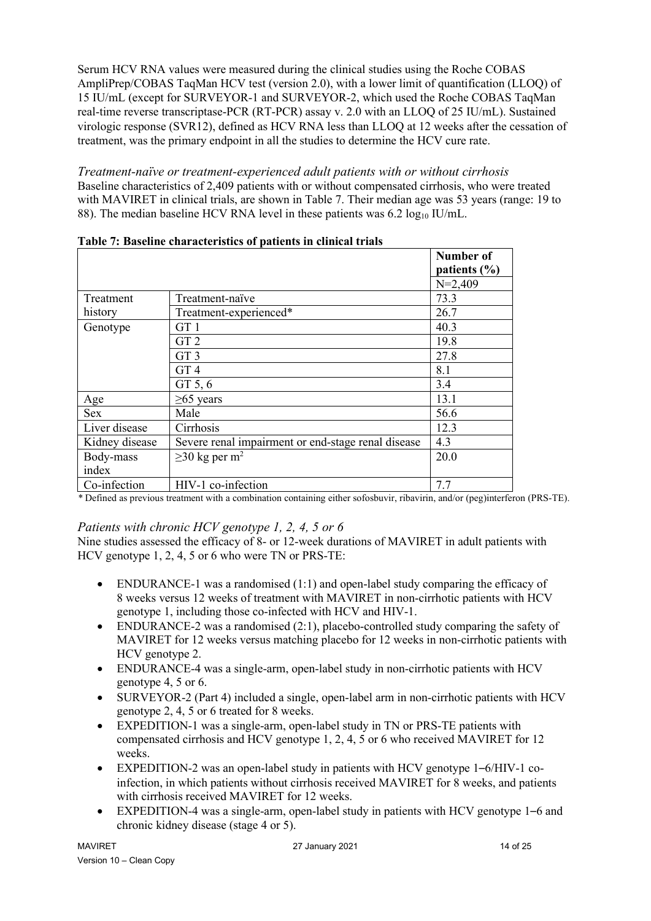Serum HCV RNA values were measured during the clinical studies using the Roche COBAS AmpliPrep/COBAS TaqMan HCV test (version 2.0), with a lower limit of quantification (LLOQ) of 15 IU/mL (except for SURVEYOR-1 and SURVEYOR-2, which used the Roche COBAS TaqMan real-time reverse transcriptase-PCR (RT-PCR) assay v. 2.0 with an LLOQ of 25 IU/mL). Sustained virologic response (SVR12), defined as HCV RNA less than LLOQ at 12 weeks after the cessation of treatment, was the primary endpoint in all the studies to determine the HCV cure rate.

*Treatment-naïve or treatment-experienced adult patients with or without cirrhosis*

Baseline characteristics of 2,409 patients with or without compensated cirrhosis, who were treated with MAVIRET in clinical trials, are shown in Table 7. Their median age was 53 years (range: 19 to 88). The median baseline HCV RNA level in these patients was 6.2 $\log_{10}$ IU/mL.

**Table 7: Baseline characteristics of patients in clinical trials**

| | | **Number of patients (%)** |
|---|---|---|
| | | N=2,409 |
| Treatment history | Treatment-naïve | 73.3 |
| | Treatment-experienced* | 26.7 |
| Genotype | GT 1 | 40.3 |
| | GT 2 | 19.8 |
| | GT 3 | 27.8 |
| | GT 4 | 8.1 |
| | GT 5, 6 | 3.4 |
| Age | ≥65 years | 13.1 |
| Sex | Male | 56.6 |
| Liver disease | Cirrhosis | 12.3 |
| Kidney disease | Severe renal impairment or end-stage renal disease | 4.3 |
| Body-mass index | ≥30 kg per $m^2$ | 20.0 |
| Co-infection | HIV-1 co-infection | 7.7 |

\* Defined as previous treatment with a combination containing either sofosbuvir, ribavirin, and/or (peg)interferon (PRS-TE).

*Patients with chronic HCV genotype 1, 2, 4, 5 or 6*

Nine studies assessed the efficacy of 8- or 12-week durations of MAVIRET in adult patients with HCV genotype 1, 2, 4, 5 or 6 who were TN or PRS-TE:

- ENDURANCE-1 was a randomised (1:1) and open-label study comparing the efficacy of 8 weeks versus 12 weeks of treatment with MAVIRET in non-cirrhotic patients with HCV genotype 1, including those co-infected with HCV and HIV-1.
- ENDURANCE-2 was a randomised (2:1), placebo-controlled study comparing the safety of MAVIRET for 12 weeks versus matching placebo for 12 weeks in non-cirrhotic patients with HCV genotype 2.
- ENDURANCE-4 was a single-arm, open-label study in non-cirrhotic patients with HCV genotype 4, 5 or 6.
- SURVEYOR-2 (Part 4) included a single, open-label arm in non-cirrhotic patients with HCV genotype 2, 4, 5 or 6 treated for 8 weeks.
- EXPEDITION-1 was a single-arm, open-label study in TN or PRS-TE patients with compensated cirrhosis and HCV genotype 1, 2, 4, 5 or 6 who received MAVIRET for 12 weeks.
- EXPEDITION-2 was an open-label study in patients with HCV genotype 1–6/HIV-1 co-infection, in which patients without cirrhosis received MAVIRET for 8 weeks, and patients with cirrhosis received MAVIRET for 12 weeks.
- EXPEDITION-4 was a single-arm, open-label study in patients with HCV genotype 1–6 and chronic kidney disease (stage 4 or 5).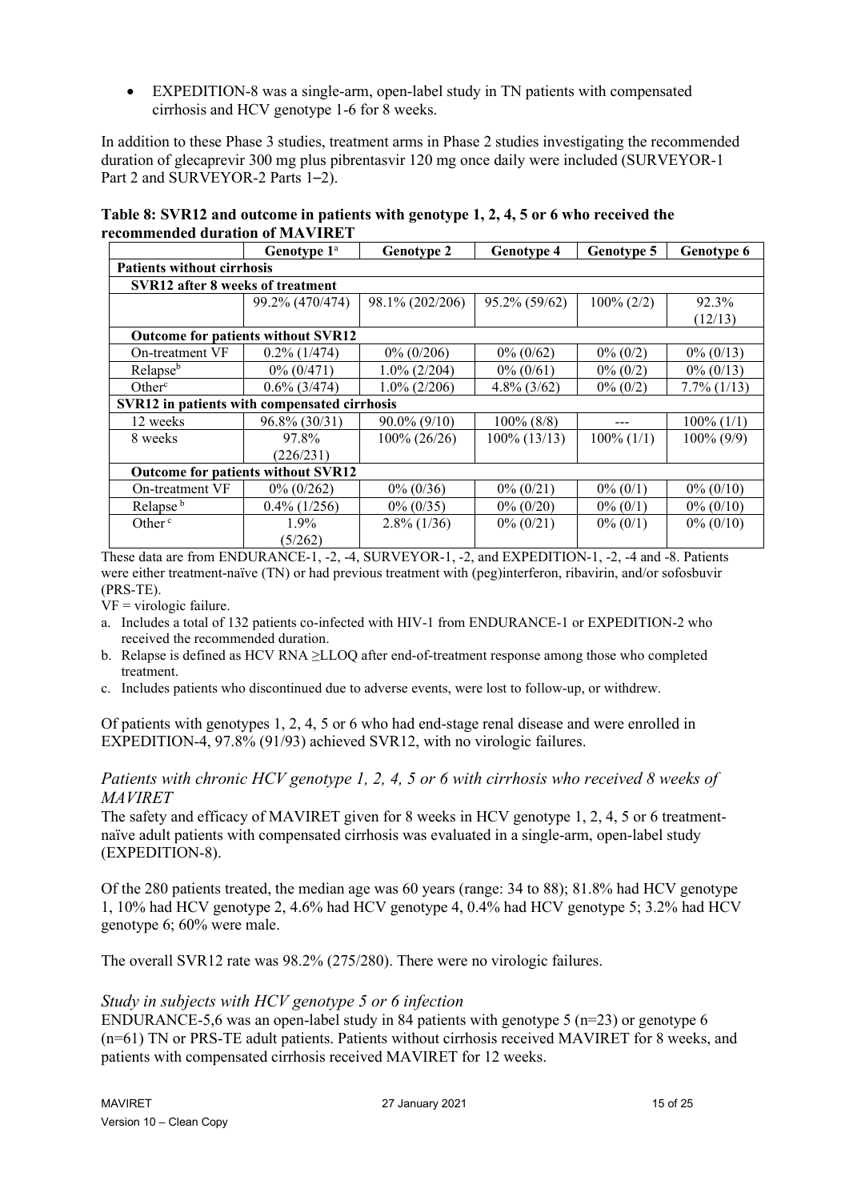- EXPEDITION-8 was a single-arm, open-label study in TN patients with compensated cirrhosis and HCV genotype 1-6 for 8 weeks.

In addition to these Phase 3 studies, treatment arms in Phase 2 studies investigating the recommended duration of glecaprevir 300 mg plus pibrentasvir 120 mg once daily were included (SURVEYOR-1 Part 2 and SURVEYOR-2 Parts 1–2).

**Table 8: SVR12 and outcome in patients with genotype 1, 2, 4, 5 or 6 who received the recommended duration of MAVIRET**

| | Genotype 1[a] | Genotype 2 | Genotype 4 | Genotype 5 | Genotype 6 |
|---|---|---|---|---|---|
| **Patients without cirrhosis** | | | | | |
| **SVR12 after 8 weeks of treatment** | | | | | |
| | 99.2% (470/474) | 98.1% (202/206) | 95.2% (59/62) | 100% (2/2) | 92.3% (12/13) |
| **Outcome for patients without SVR12** | | | | | |
| On-treatment VF | 0.2% (1/474) | 0% (0/206) | 0% (0/62) | 0% (0/2) | 0% (0/13) |
| Relapse[b] | 0% (0/471) | 1.0% (2/204) | 0% (0/61) | 0% (0/2) | 0% (0/13) |
| Other[c] | 0.6% (3/474) | 1.0% (2/206) | 4.8% (3/62) | 0% (0/2) | 7.7% (1/13) |
| **SVR12 in patients with compensated cirrhosis** | | | | | |
| 12 weeks | 96.8% (30/31) | 90.0% (9/10) | 100% (8/8) | --- | 100% (1/1) |
| 8 weeks | 97.8% (226/231) | 100% (26/26) | 100% (13/13) | 100% (1/1) | 100% (9/9) |
| **Outcome for patients without SVR12** | | | | | |
| On-treatment VF | 0% (0/262) | 0% (0/36) | 0% (0/21) | 0% (0/1) | 0% (0/10) |
| Relapse[b] | 0.4% (1/256) | 0% (0/35) | 0% (0/20) | 0% (0/1) | 0% (0/10) |
| Other[c] | 1.9% (5/262) | 2.8% (1/36) | 0% (0/21) | 0% (0/1) | 0% (0/10) |

These data are from ENDURANCE-1, -2, -4, SURVEYOR-1, -2, and EXPEDITION-1, -2, -4 and -8. Patients were either treatment-naïve (TN) or had previous treatment with (peg)interferon, ribavirin, and/or sofosbuvir (PRS-TE).

VF = virologic failure.

a. Includes a total of 132 patients co-infected with HIV-1 from ENDURANCE-1 or EXPEDITION-2 who received the recommended duration.
b. Relapse is defined as HCV RNA ≥LLOQ after end-of-treatment response among those who completed treatment.
c. Includes patients who discontinued due to adverse events, were lost to follow-up, or withdrew.

Of patients with genotypes 1, 2, 4, 5 or 6 who had end-stage renal disease and were enrolled in EXPEDITION-4, 97.8% (91/93) achieved SVR12, with no virologic failures.

### *Patients with chronic HCV genotype 1, 2, 4, 5 or 6 with cirrhosis who received 8 weeks of MAVIRET*

The safety and efficacy of MAVIRET given for 8 weeks in HCV genotype 1, 2, 4, 5 or 6 treatment-naïve adult patients with compensated cirrhosis was evaluated in a single-arm, open-label study (EXPEDITION-8).

Of the 280 patients treated, the median age was 60 years (range: 34 to 88); 81.8% had HCV genotype 1, 10% had HCV genotype 2, 4.6% had HCV genotype 4, 0.4% had HCV genotype 5; 3.2% had HCV genotype 6; 60% were male.

The overall SVR12 rate was 98.2% (275/280). There were no virologic failures.

### *Study in subjects with HCV genotype 5 or 6 infection*

ENDURANCE-5,6 was an open-label study in 84 patients with genotype 5 (n=23) or genotype 6 (n=61) TN or PRS-TE adult patients. Patients without cirrhosis received MAVIRET for 8 weeks, and patients with compensated cirrhosis received MAVIRET for 12 weeks.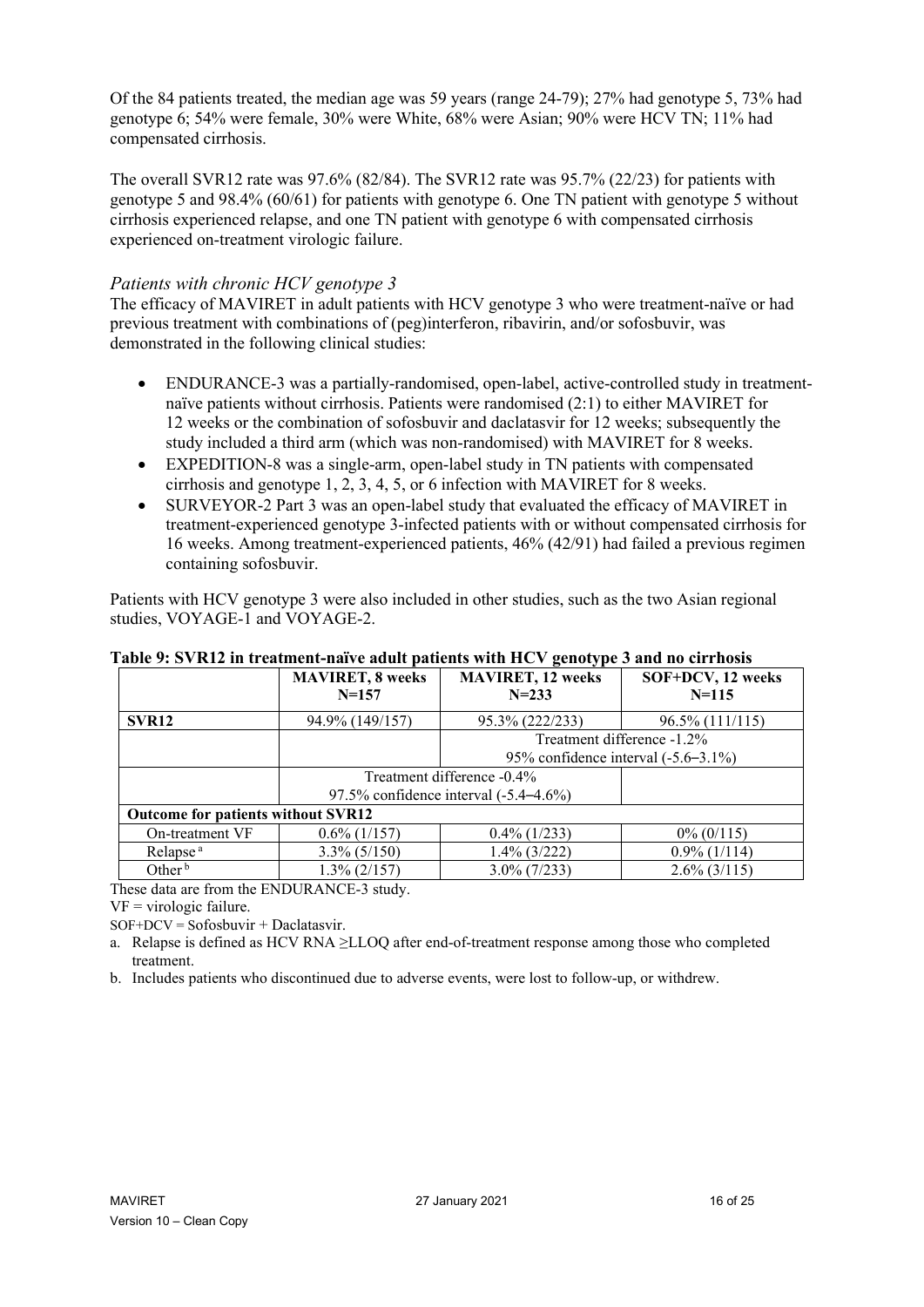Of the 84 patients treated, the median age was 59 years (range 24-79); 27% had genotype 5, 73% had genotype 6; 54% were female, 30% were White, 68% were Asian; 90% were HCV TN; 11% had compensated cirrhosis.

The overall SVR12 rate was 97.6% (82/84). The SVR12 rate was 95.7% (22/23) for patients with genotype 5 and 98.4% (60/61) for patients with genotype 6. One TN patient with genotype 5 without cirrhosis experienced relapse, and one TN patient with genotype 6 with compensated cirrhosis experienced on-treatment virologic failure.

### *Patients with chronic HCV genotype 3*

The efficacy of MAVIRET in adult patients with HCV genotype 3 who were treatment-naïve or had previous treatment with combinations of (peg)interferon, ribavirin, and/or sofosbuvir, was demonstrated in the following clinical studies:

- ENDURANCE-3 was a partially-randomised, open-label, active-controlled study in treatment-naïve patients without cirrhosis. Patients were randomised (2:1) to either MAVIRET for 12 weeks or the combination of sofosbuvir and daclatasvir for 12 weeks; subsequently the study included a third arm (which was non-randomised) with MAVIRET for 8 weeks.
- EXPEDITION-8 was a single-arm, open-label study in TN patients with compensated cirrhosis and genotype 1, 2, 3, 4, 5, or 6 infection with MAVIRET for 8 weeks.
- SURVEYOR-2 Part 3 was an open-label study that evaluated the efficacy of MAVIRET in treatment-experienced genotype 3-infected patients with or without compensated cirrhosis for 16 weeks. Among treatment-experienced patients, 46% (42/91) had failed a previous regimen containing sofosbuvir.

Patients with HCV genotype 3 were also included in other studies, such as the two Asian regional studies, VOYAGE-1 and VOYAGE-2.

**Table 9: SVR12 in treatment-naïve adult patients with HCV genotype 3 and no cirrhosis**

| | **MAVIRET, 8 weeks N=157** | **MAVIRET, 12 weeks N=233** | **SOF+DCV, 12 weeks N=115** |
|---|---|---|---|
| **SVR12** | 94.9% (149/157) | 95.3% (222/233) | 96.5% (111/115) |
| | | Treatment difference -1.2%<br>95% confidence interval (-5.6–3.1%) | |
| | Treatment difference -0.4%<br>97.5% confidence interval (-5.4–4.6%) | | |
| **Outcome for patients without SVR12** | | | |
| On-treatment VF | 0.6% (1/157) | 0.4% (1/233) | 0% (0/115) |
| Relapse[a] | 3.3% (5/150) | 1.4% (3/222) | 0.9% (1/114) |
| Other[b] | 1.3% (2/157) | 3.0% (7/233) | 2.6% (3/115) |

These data are from the ENDURANCE-3 study.

VF = virologic failure.

SOF+DCV = Sofosbuvir + Daclatasvir.

a. Relapse is defined as HCV RNA ≥LLOQ after end-of-treatment response among those who completed treatment.

b. Includes patients who discontinued due to adverse events, were lost to follow-up, or withdrew.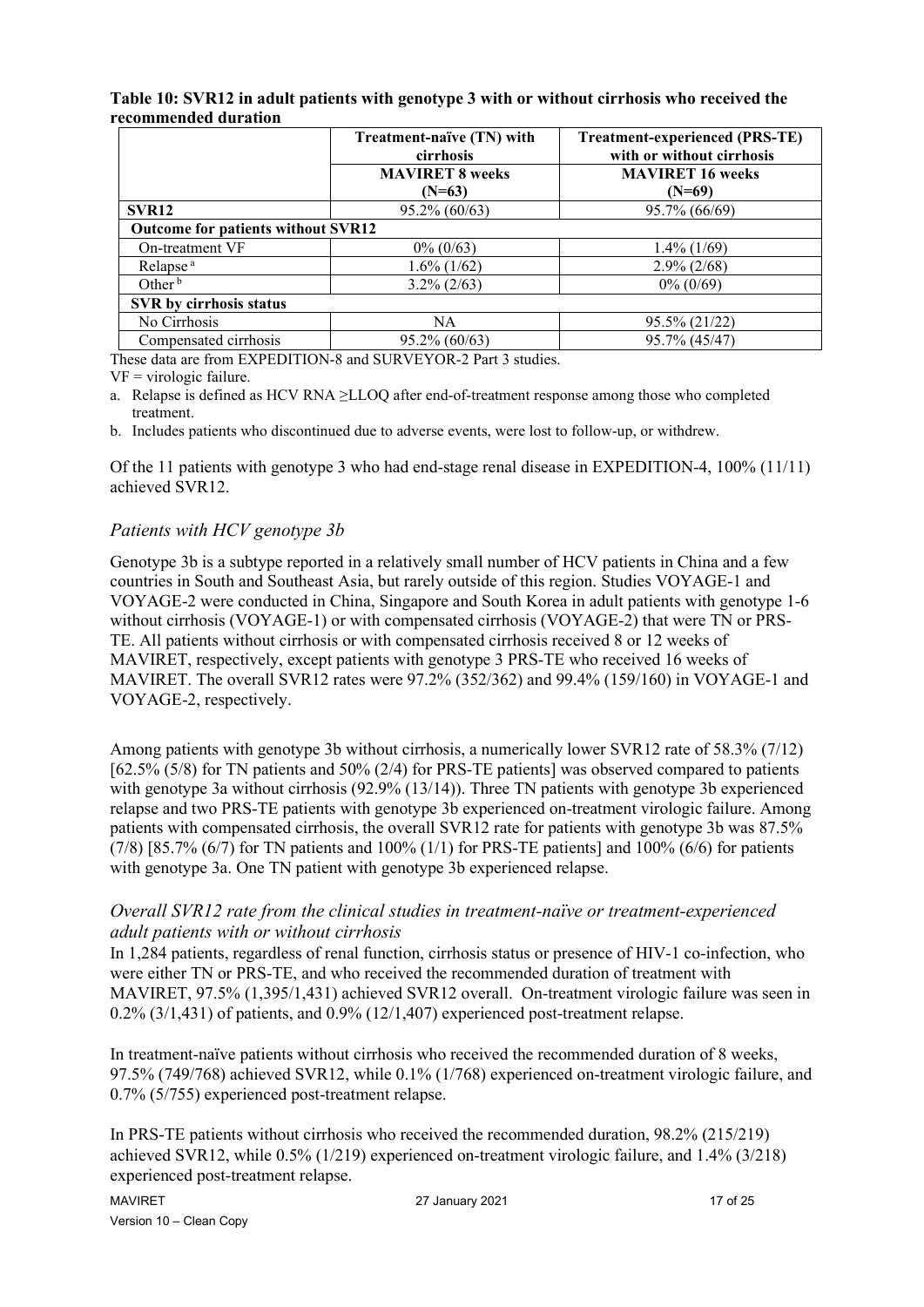**Table 10: SVR12 in adult patients with genotype 3 with or without cirrhosis who received the recommended duration**

| | Treatment-naïve (TN) with cirrhosis | Treatment-experienced (PRS-TE) with or without cirrhosis |
|---|---|---|
| | **MAVIRET 8 weeks (N=63)** | **MAVIRET 16 weeks (N=69)** |
| **SVR12** | 95.2% (60/63) | 95.7% (66/69) |
| **Outcome for patients without SVR12** | | |
| On-treatment VF | 0% (0/63) | 1.4% (1/69) |
| Relapse [a] | 1.6% (1/62) | 2.9% (2/68) |
| Other [b] | 3.2% (2/63) | 0% (0/69) |
| **SVR by cirrhosis status** | | |
| No Cirrhosis | NA | 95.5% (21/22) |
| Compensated cirrhosis | 95.2% (60/63) | 95.7% (45/47) |

These data are from EXPEDITION-8 and SURVEYOR-2 Part 3 studies.

VF = virologic failure.

a. Relapse is defined as HCV RNA ≥LLOQ after end-of-treatment response among those who completed treatment.

b. Includes patients who discontinued due to adverse events, were lost to follow-up, or withdrew.

Of the 11 patients with genotype 3 who had end-stage renal disease in EXPEDITION-4, 100% (11/11) achieved SVR12.

### *Patients with HCV genotype 3b*

Genotype 3b is a subtype reported in a relatively small number of HCV patients in China and a few countries in South and Southeast Asia, but rarely outside of this region. Studies VOYAGE-1 and VOYAGE-2 were conducted in China, Singapore and South Korea in adult patients with genotype 1-6 without cirrhosis (VOYAGE-1) or with compensated cirrhosis (VOYAGE-2) that were TN or PRS-TE. All patients without cirrhosis or with compensated cirrhosis received 8 or 12 weeks of MAVIRET, respectively, except patients with genotype 3 PRS-TE who received 16 weeks of MAVIRET. The overall SVR12 rates were 97.2% (352/362) and 99.4% (159/160) in VOYAGE-1 and VOYAGE-2, respectively.

Among patients with genotype 3b without cirrhosis, a numerically lower SVR12 rate of 58.3% (7/12) [62.5% (5/8) for TN patients and 50% (2/4) for PRS-TE patients] was observed compared to patients with genotype 3a without cirrhosis (92.9% (13/14)). Three TN patients with genotype 3b experienced relapse and two PRS-TE patients with genotype 3b experienced on-treatment virologic failure. Among patients with compensated cirrhosis, the overall SVR12 rate for patients with genotype 3b was 87.5% (7/8) [85.7% (6/7) for TN patients and 100% (1/1) for PRS-TE patients] and 100% (6/6) for patients with genotype 3a. One TN patient with genotype 3b experienced relapse.

### *Overall SVR12 rate from the clinical studies in treatment-naïve or treatment-experienced adult patients with or without cirrhosis*

In 1,284 patients, regardless of renal function, cirrhosis status or presence of HIV-1 co-infection, who were either TN or PRS-TE, and who received the recommended duration of treatment with MAVIRET, 97.5% (1,395/1,431) achieved SVR12 overall. On-treatment virologic failure was seen in 0.2% (3/1,431) of patients, and 0.9% (12/1,407) experienced post-treatment relapse.

In treatment-naïve patients without cirrhosis who received the recommended duration of 8 weeks, 97.5% (749/768) achieved SVR12, while 0.1% (1/768) experienced on-treatment virologic failure, and 0.7% (5/755) experienced post-treatment relapse.

In PRS-TE patients without cirrhosis who received the recommended duration, 98.2% (215/219) achieved SVR12, while 0.5% (1/219) experienced on-treatment virologic failure, and 1.4% (3/218) experienced post-treatment relapse.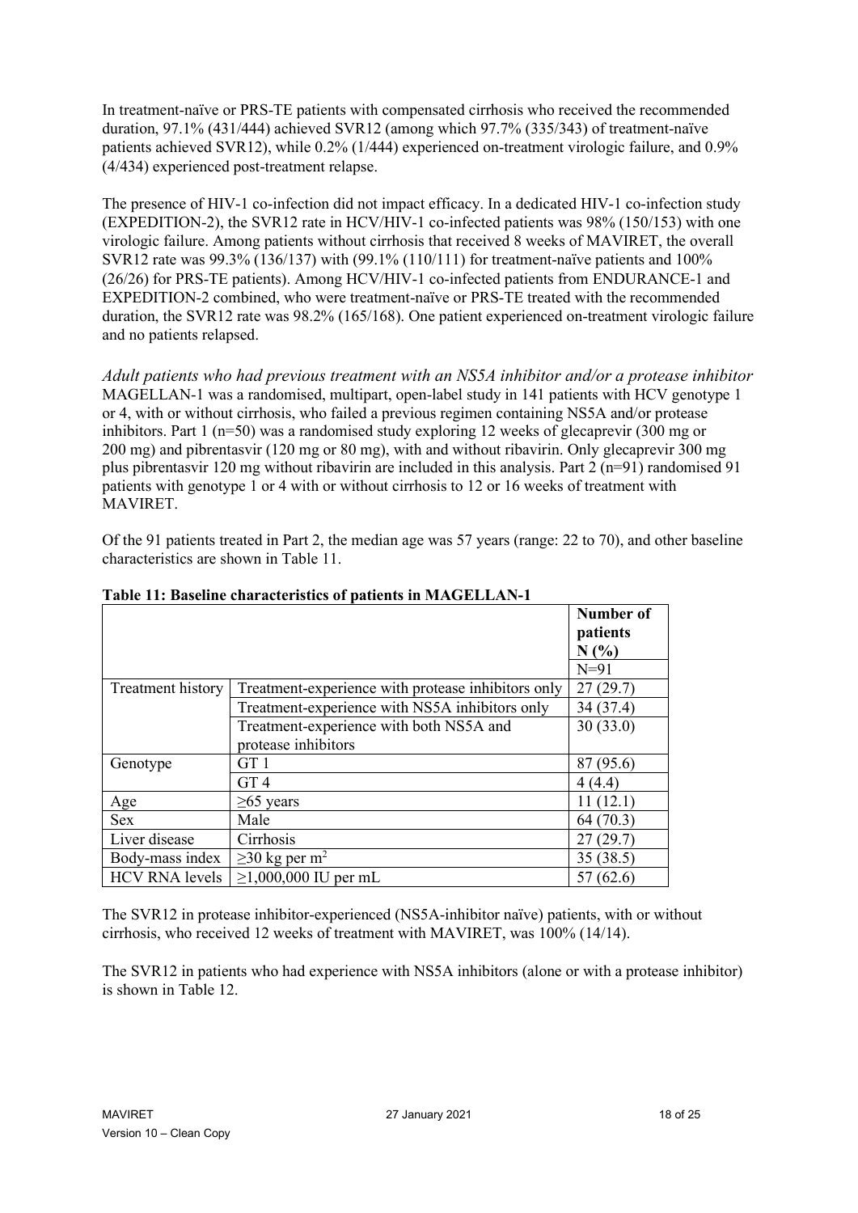In treatment-naïve or PRS-TE patients with compensated cirrhosis who received the recommended duration, 97.1% (431/444) achieved SVR12 (among which 97.7% (335/343) of treatment-naïve patients achieved SVR12), while 0.2% (1/444) experienced on-treatment virologic failure, and 0.9% (4/434) experienced post-treatment relapse.

The presence of HIV-1 co-infection did not impact efficacy. In a dedicated HIV-1 co-infection study (EXPEDITION-2), the SVR12 rate in HCV/HIV-1 co-infected patients was 98% (150/153) with one virologic failure. Among patients without cirrhosis that received 8 weeks of MAVIRET, the overall SVR12 rate was 99.3% (136/137) with (99.1% (110/111) for treatment-naïve patients and 100% (26/26) for PRS-TE patients). Among HCV/HIV-1 co-infected patients from ENDURANCE-1 and EXPEDITION-2 combined, who were treatment-naïve or PRS-TE treated with the recommended duration, the SVR12 rate was 98.2% (165/168). One patient experienced on-treatment virologic failure and no patients relapsed.

*Adult patients who had previous treatment with an NS5A inhibitor and/or a protease inhibitor*

MAGELLAN-1 was a randomised, multipart, open-label study in 141 patients with HCV genotype 1 or 4, with or without cirrhosis, who failed a previous regimen containing NS5A and/or protease inhibitors. Part 1 (n=50) was a randomised study exploring 12 weeks of glecaprevir (300 mg or 200 mg) and pibrentasvir (120 mg or 80 mg), with and without ribavirin. Only glecaprevir 300 mg plus pibrentasvir 120 mg without ribavirin are included in this analysis. Part 2 (n=91) randomised 91 patients with genotype 1 or 4 with or without cirrhosis to 12 or 16 weeks of treatment with MAVIRET.

Of the 91 patients treated in Part 2, the median age was 57 years (range: 22 to 70), and other baseline characteristics are shown in Table 11.

**Table 11: Baseline characteristics of patients in MAGELLAN-1**

| | | Number of patients N (%) |
|---|---|---|
| | | N=91 |
| Treatment history | Treatment-experience with protease inhibitors only | 27 (29.7) |
| | Treatment-experience with NS5A inhibitors only | 34 (37.4) |
| | Treatment-experience with both NS5A and protease inhibitors | 30 (33.0) |
| Genotype | GT 1 | 87 (95.6) |
| | GT 4 | 4 (4.4) |
| Age | ≥65 years | 11 (12.1) |
| Sex | Male | 64 (70.3) |
| Liver disease | Cirrhosis | 27 (29.7) |
| Body-mass index | ≥30 kg per $m^2$ | 35 (38.5) |
| HCV RNA levels | ≥1,000,000 IU per mL | 57 (62.6) |

The SVR12 in protease inhibitor-experienced (NS5A-inhibitor naïve) patients, with or without cirrhosis, who received 12 weeks of treatment with MAVIRET, was 100% (14/14).

The SVR12 in patients who had experience with NS5A inhibitors (alone or with a protease inhibitor) is shown in Table 12.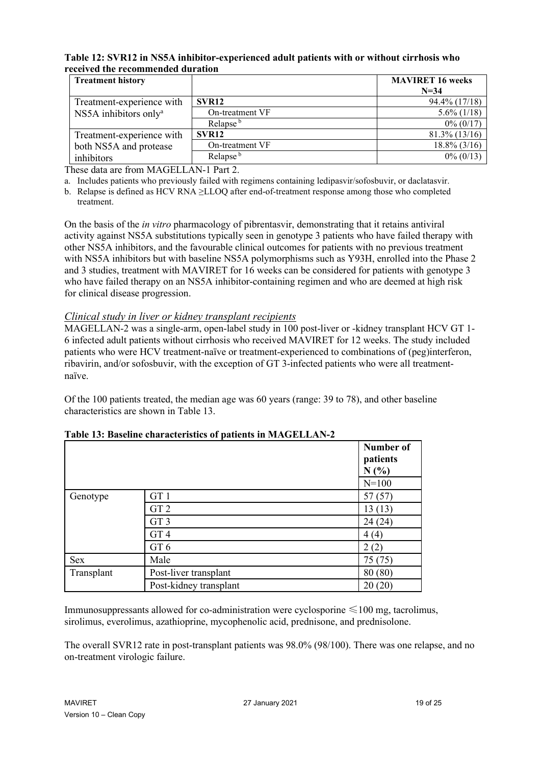**Table 12: SVR12 in NS5A inhibitor-experienced adult patients with or without cirrhosis who received the recommended duration**

| Treatment history | | MAVIRET 16 weeks N=34 |
|---|---|---|
| Treatment-experience with NS5A inhibitors only[a] | **SVR12** | 94.4% (17/18) |
| | On-treatment VF | 5.6% (1/18) |
| | Relapse[b] | 0% (0/17) |
| Treatment-experience with both NS5A and protease inhibitors | **SVR12** | 81.3% (13/16) |
| | On-treatment VF | 18.8% (3/16) |
| | Relapse[b] | 0% (0/13) |

These data are from MAGELLAN-1 Part 2.

a. Includes patients who previously failed with regimens containing ledipasvir/sofosbuvir, or daclatasvir.

b. Relapse is defined as HCV RNA ≥LLOQ after end-of-treatment response among those who completed treatment.

On the basis of the *in vitro* pharmacology of pibrentasvir, demonstrating that it retains antiviral activity against NS5A substitutions typically seen in genotype 3 patients who have failed therapy with other NS5A inhibitors, and the favourable clinical outcomes for patients with no previous treatment with NS5A inhibitors but with baseline NS5A polymorphisms such as Y93H, enrolled into the Phase 2 and 3 studies, treatment with MAVIRET for 16 weeks can be considered for patients with genotype 3 who have failed therapy on an NS5A inhibitor-containing regimen and who are deemed at high risk for clinical disease progression.

### *Clinical study in liver or kidney transplant recipients*

MAGELLAN-2 was a single-arm, open-label study in 100 post-liver or -kidney transplant HCV GT 1-6 infected adult patients without cirrhosis who received MAVIRET for 12 weeks. The study included patients who were HCV treatment-naïve or treatment-experienced to combinations of (peg)interferon, ribavirin, and/or sofosbuvir, with the exception of GT 3-infected patients who were all treatment-naïve.

Of the 100 patients treated, the median age was 60 years (range: 39 to 78), and other baseline characteristics are shown in Table 13.

**Table 13: Baseline characteristics of patients in MAGELLAN-2**

| | | Number of patients N (%) |
|---|---|---|
| | | N=100 |
| Genotype | GT 1 | 57 (57) |
| | GT 2 | 13 (13) |
| | GT 3 | 24 (24) |
| | GT 4 | 4 (4) |
| | GT 6 | 2 (2) |
| Sex | Male | 75 (75) |
| Transplant | Post-liver transplant | 80 (80) |
| | Post-kidney transplant | 20 (20) |

Immunosuppressants allowed for co-administration were cyclosporine ≤100 mg, tacrolimus, sirolimus, everolimus, azathioprine, mycophenolic acid, prednisone, and prednisolone.

The overall SVR12 rate in post-transplant patients was 98.0% (98/100). There was one relapse, and no on-treatment virologic failure.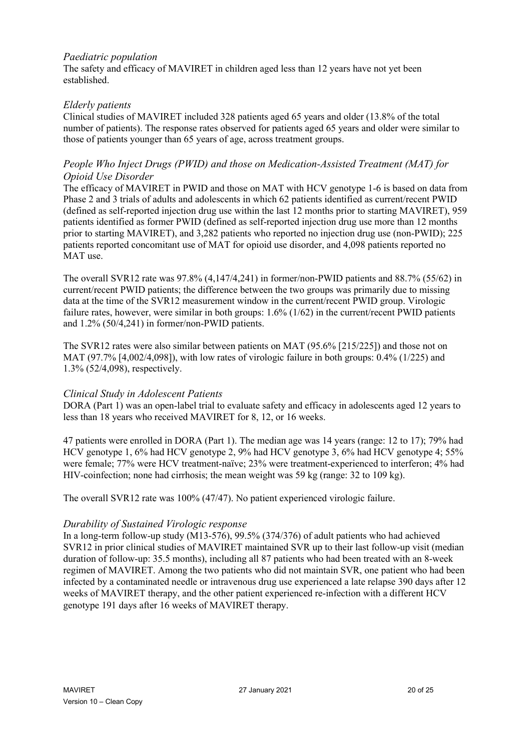*Paediatric population*

The safety and efficacy of MAVIRET in children aged less than 12 years have not yet been established.

*Elderly patients*

Clinical studies of MAVIRET included 328 patients aged 65 years and older (13.8% of the total number of patients). The response rates observed for patients aged 65 years and older were similar to those of patients younger than 65 years of age, across treatment groups.

*People Who Inject Drugs (PWID) and those on Medication-Assisted Treatment (MAT) for Opioid Use Disorder*

The efficacy of MAVIRET in PWID and those on MAT with HCV genotype 1-6 is based on data from Phase 2 and 3 trials of adults and adolescents in which 62 patients identified as current/recent PWID (defined as self-reported injection drug use within the last 12 months prior to starting MAVIRET), 959 patients identified as former PWID (defined as self-reported injection drug use more than 12 months prior to starting MAVIRET), and 3,282 patients who reported no injection drug use (non-PWID); 225 patients reported concomitant use of MAT for opioid use disorder, and 4,098 patients reported no MAT use.

The overall SVR12 rate was 97.8% (4,147/4,241) in former/non-PWID patients and 88.7% (55/62) in current/recent PWID patients; the difference between the two groups was primarily due to missing data at the time of the SVR12 measurement window in the current/recent PWID group. Virologic failure rates, however, were similar in both groups: 1.6% (1/62) in the current/recent PWID patients and 1.2% (50/4,241) in former/non-PWID patients.

The SVR12 rates were also similar between patients on MAT (95.6% [215/225]) and those not on MAT (97.7% [4,002/4,098]), with low rates of virologic failure in both groups: 0.4% (1/225) and 1.3% (52/4,098), respectively.

*Clinical Study in Adolescent Patients*

DORA (Part 1) was an open-label trial to evaluate safety and efficacy in adolescents aged 12 years to less than 18 years who received MAVIRET for 8, 12, or 16 weeks.

47 patients were enrolled in DORA (Part 1). The median age was 14 years (range: 12 to 17); 79% had HCV genotype 1, 6% had HCV genotype 2, 9% had HCV genotype 3, 6% had HCV genotype 4; 55% were female; 77% were HCV treatment-naïve; 23% were treatment-experienced to interferon; 4% had HIV-coinfection; none had cirrhosis; the mean weight was 59 kg (range: 32 to 109 kg).

The overall SVR12 rate was 100% (47/47). No patient experienced virologic failure.

*Durability of Sustained Virologic response*

In a long-term follow-up study (M13-576), 99.5% (374/376) of adult patients who had achieved SVR12 in prior clinical studies of MAVIRET maintained SVR up to their last follow-up visit (median duration of follow-up: 35.5 months), including all 87 patients who had been treated with an 8-week regimen of MAVIRET. Among the two patients who did not maintain SVR, one patient who had been infected by a contaminated needle or intravenous drug use experienced a late relapse 390 days after 12 weeks of MAVIRET therapy, and the other patient experienced re-infection with a different HCV genotype 191 days after 16 weeks of MAVIRET therapy.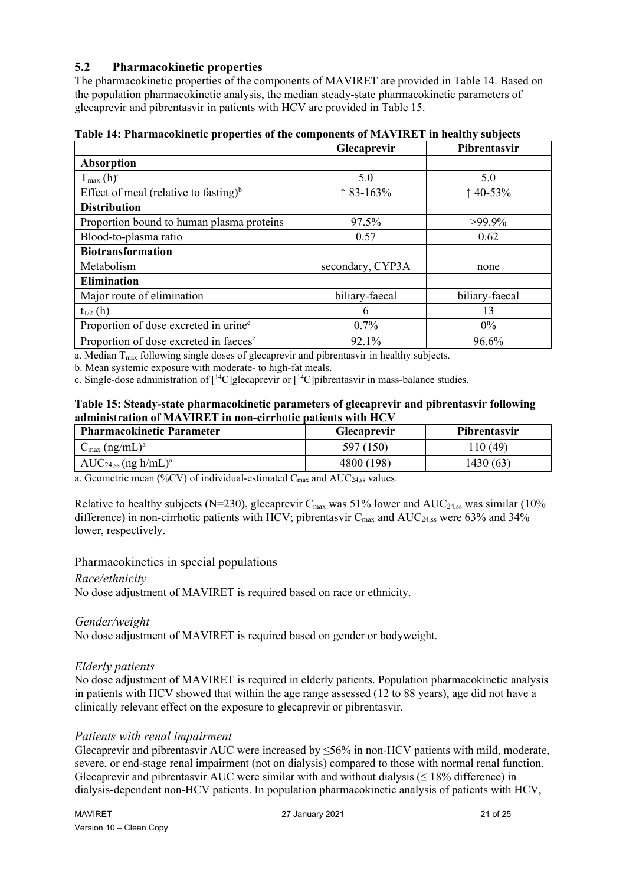## 5.2 Pharmacokinetic properties

The pharmacokinetic properties of the components of MAVIRET are provided in Table 14. Based on the population pharmacokinetic analysis, the median steady-state pharmacokinetic parameters of glecaprevir and pibrentasvir in patients with HCV are provided in Table 15.

**Table 14: Pharmacokinetic properties of the components of MAVIRET in healthy subjects**

| | Glecaprevir | Pibrentasvir |
|---|---|---|
| **Absorption** | | |
| $T_{max}$ (h)[a] | 5.0 | 5.0 |
| Effect of meal (relative to fasting)[b] | ↑ 83-163% | ↑ 40-53% |
| **Distribution** | | |
| Proportion bound to human plasma proteins | 97.5% | >99.9% |
| Blood-to-plasma ratio | 0.57 | 0.62 |
| **Biotransformation** | | |
| Metabolism | secondary, CYP3A | none |
| **Elimination** | | |
| Major route of elimination | biliary-faecal | biliary-faecal |
| $t_{1/2}$ (h) | 6 | 13 |
| Proportion of dose excreted in urine[c] | 0.7% | 0% |
| Proportion of dose excreted in faeces[c] | 92.1% | 96.6% |

a. Median $T_{max}$ following single doses of glecaprevir and pibrentasvir in healthy subjects.

b. Mean systemic exposure with moderate- to high-fat meals.

c. Single-dose administration of [$^{14}$C]glecaprevir or [$^{14}$C]pibrentasvir in mass-balance studies.

**Table 15: Steady-state pharmacokinetic parameters of glecaprevir and pibrentasvir following administration of MAVIRET in non-cirrhotic patients with HCV**

| Pharmacokinetic Parameter | Glecaprevir | Pibrentasvir |
|---|---|---|
| $C_{max}$ (ng/mL)[a] | 597 (150) | 110 (49) |
| $AUC_{24,ss}$ (ng h/mL)[a] | 4800 (198) | 1430 (63) |

a. Geometric mean (%CV) of individual-estimated $C_{max}$ and $AUC_{24,ss}$ values.

Relative to healthy subjects (N=230), glecaprevir $C_{max}$ was 51% lower and $AUC_{24,ss}$ was similar (10% difference) in non-cirrhotic patients with HCV; pibrentasvir $C_{max}$ and $AUC_{24,ss}$ were 63% and 34% lower, respectively.

### Pharmacokinetics in special populations

*Race/ethnicity*

No dose adjustment of MAVIRET is required based on race or ethnicity.

*Gender/weight*

No dose adjustment of MAVIRET is required based on gender or bodyweight.

*Elderly patients*

No dose adjustment of MAVIRET is required in elderly patients. Population pharmacokinetic analysis in patients with HCV showed that within the age range assessed (12 to 88 years), age did not have a clinically relevant effect on the exposure to glecaprevir or pibrentasvir.

*Patients with renal impairment*

Glecaprevir and pibrentasvir AUC were increased by ≤56% in non-HCV patients with mild, moderate, severe, or end-stage renal impairment (not on dialysis) compared to those with normal renal function. Glecaprevir and pibrentasvir AUC were similar with and without dialysis (≤ 18% difference) in dialysis-dependent non-HCV patients. In population pharmacokinetic analysis of patients with HCV,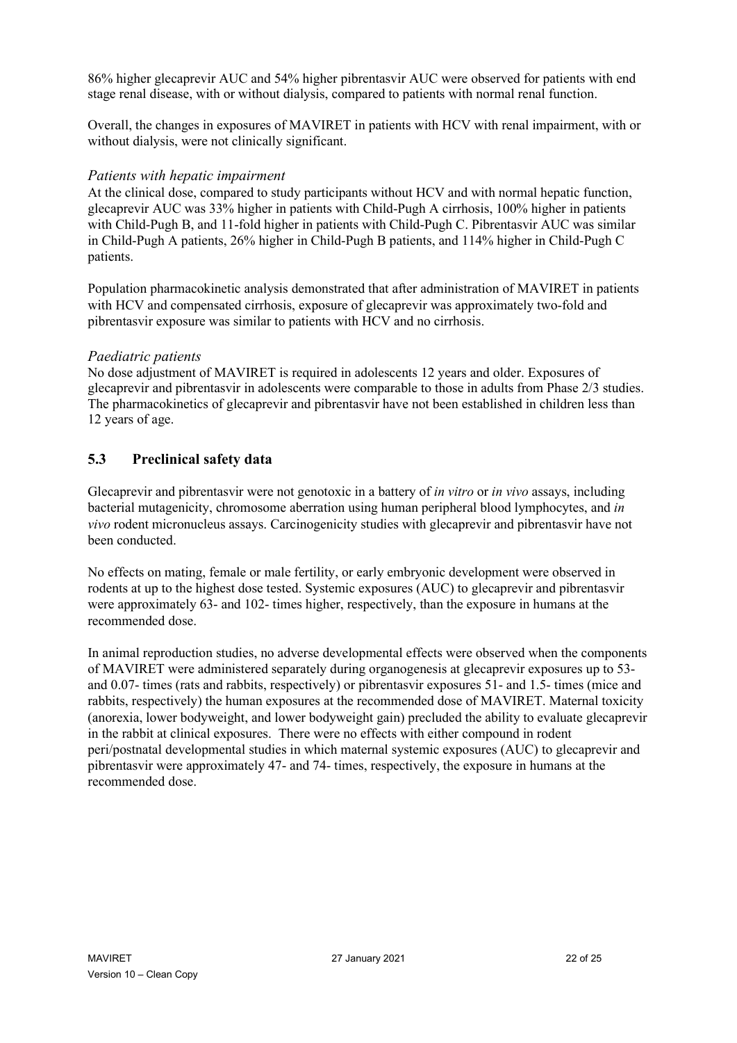86% higher glecaprevir AUC and 54% higher pibrentasvir AUC were observed for patients with end stage renal disease, with or without dialysis, compared to patients with normal renal function.

Overall, the changes in exposures of MAVIRET in patients with HCV with renal impairment, with or without dialysis, were not clinically significant.

*Patients with hepatic impairment*

At the clinical dose, compared to study participants without HCV and with normal hepatic function, glecaprevir AUC was 33% higher in patients with Child-Pugh A cirrhosis, 100% higher in patients with Child-Pugh B, and 11-fold higher in patients with Child-Pugh C. Pibrentasvir AUC was similar in Child-Pugh A patients, 26% higher in Child-Pugh B patients, and 114% higher in Child-Pugh C patients.

Population pharmacokinetic analysis demonstrated that after administration of MAVIRET in patients with HCV and compensated cirrhosis, exposure of glecaprevir was approximately two-fold and pibrentasvir exposure was similar to patients with HCV and no cirrhosis.

*Paediatric patients*

No dose adjustment of MAVIRET is required in adolescents 12 years and older. Exposures of glecaprevir and pibrentasvir in adolescents were comparable to those in adults from Phase 2/3 studies. The pharmacokinetics of glecaprevir and pibrentasvir have not been established in children less than 12 years of age.

## 5.3 Preclinical safety data

Glecaprevir and pibrentasvir were not genotoxic in a battery of *in vitro* or *in vivo* assays, including bacterial mutagenicity, chromosome aberration using human peripheral blood lymphocytes, and *in vivo* rodent micronucleus assays. Carcinogenicity studies with glecaprevir and pibrentasvir have not been conducted.

No effects on mating, female or male fertility, or early embryonic development were observed in rodents at up to the highest dose tested. Systemic exposures (AUC) to glecaprevir and pibrentasvir were approximately 63- and 102- times higher, respectively, than the exposure in humans at the recommended dose.

In animal reproduction studies, no adverse developmental effects were observed when the components of MAVIRET were administered separately during organogenesis at glecaprevir exposures up to 53- and 0.07- times (rats and rabbits, respectively) or pibrentasvir exposures 51- and 1.5- times (mice and rabbits, respectively) the human exposures at the recommended dose of MAVIRET. Maternal toxicity (anorexia, lower bodyweight, and lower bodyweight gain) precluded the ability to evaluate glecaprevir in the rabbit at clinical exposures. There were no effects with either compound in rodent peri/postnatal developmental studies in which maternal systemic exposures (AUC) to glecaprevir and pibrentasvir were approximately 47- and 74- times, respectively, the exposure in humans at the recommended dose.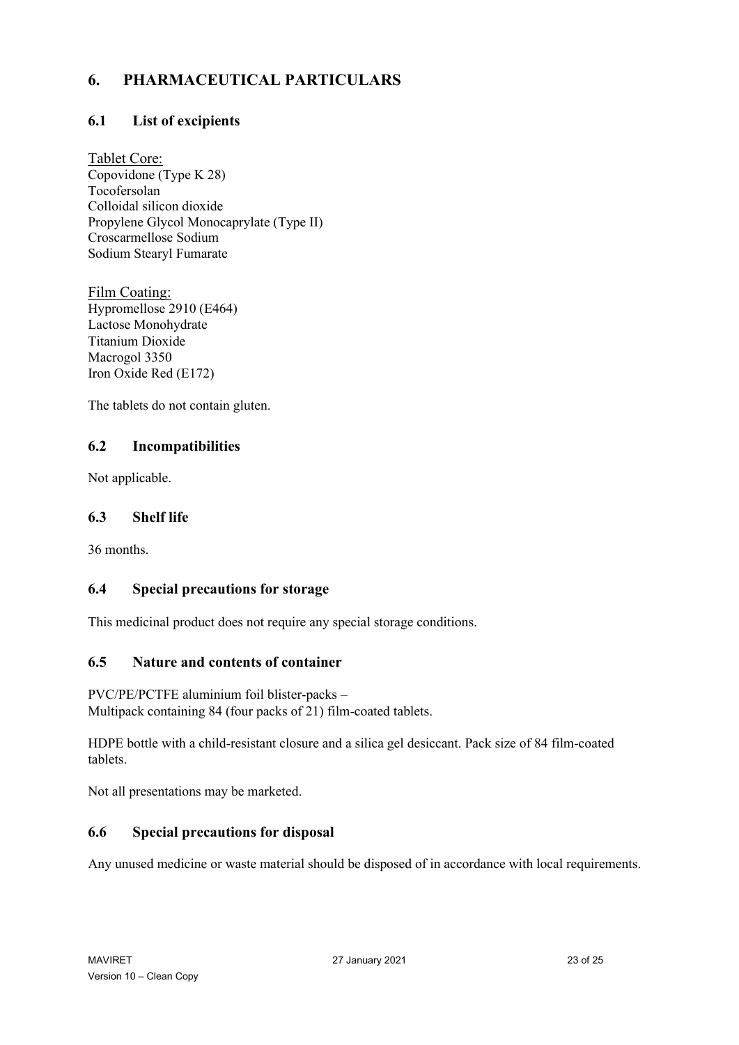# 6. PHARMACEUTICAL PARTICULARS

## 6.1 List of excipients

Tablet Core:
Copovidone (Type K 28)
Tocofersolan
Colloidal silicon dioxide
Propylene Glycol Monocaprylate (Type II)
Croscarmellose Sodium
Sodium Stearyl Fumarate

Film Coating:
Hypromellose 2910 (E464)
Lactose Monohydrate
Titanium Dioxide
Macrogol 3350
Iron Oxide Red (E172)

The tablets do not contain gluten.

## 6.2 Incompatibilities

Not applicable.

## 6.3 Shelf life

36 months.

## 6.4 Special precautions for storage

This medicinal product does not require any special storage conditions.

## 6.5 Nature and contents of container

PVC/PE/PCTFE aluminium foil blister-packs –
Multipack containing 84 (four packs of 21) film-coated tablets.

HDPE bottle with a child-resistant closure and a silica gel desiccant. Pack size of 84 film-coated tablets.

Not all presentations may be marketed.

## 6.6 Special precautions for disposal

Any unused medicine or waste material should be disposed of in accordance with local requirements.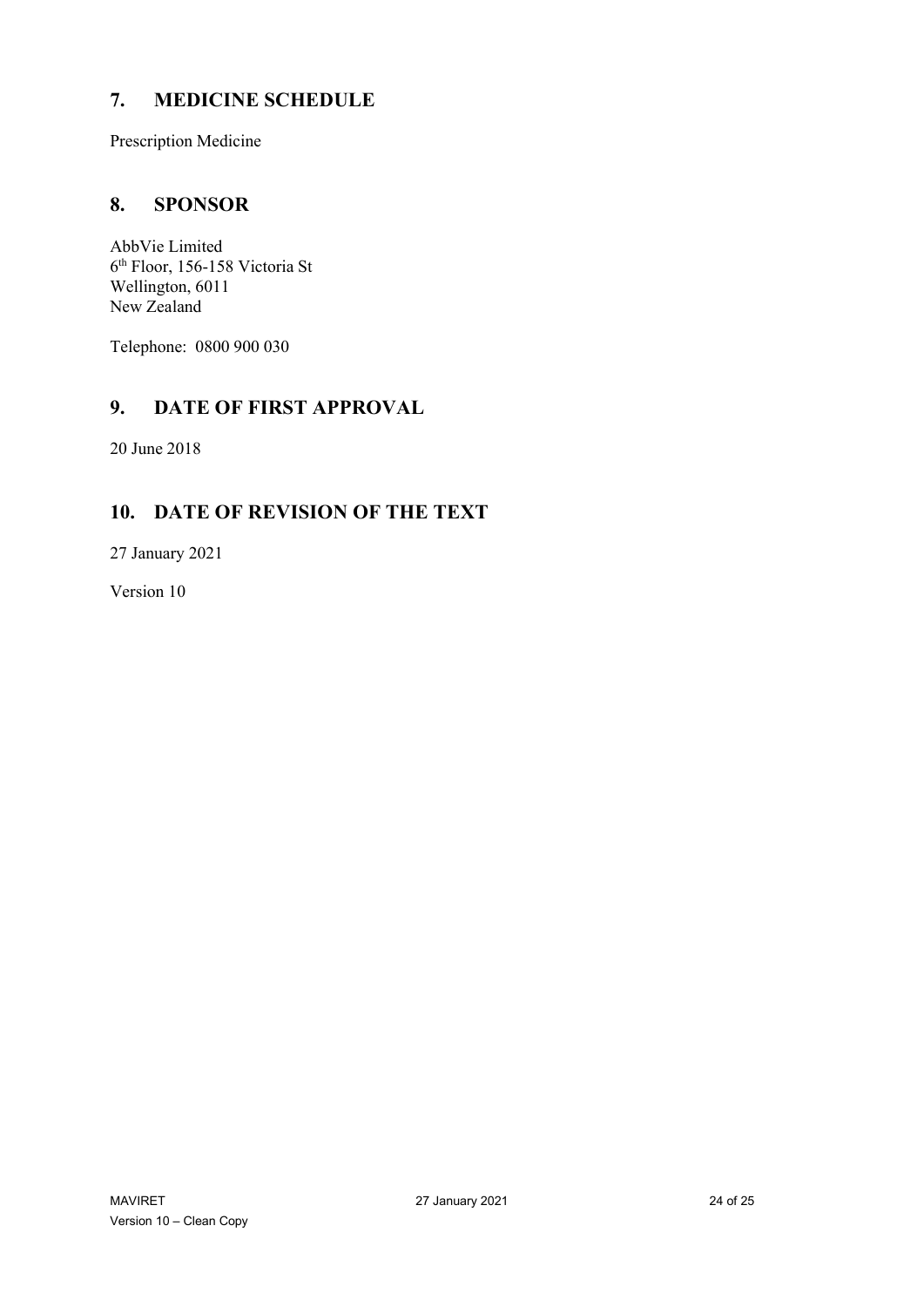## 7. MEDICINE SCHEDULE

Prescription Medicine

## 8. SPONSOR

AbbVie Limited
6th Floor, 156-158 Victoria St
Wellington, 6011
New Zealand

Telephone: 0800 900 030

## 9. DATE OF FIRST APPROVAL

20 June 2018

## 10. DATE OF REVISION OF THE TEXT

27 January 2021

Version 10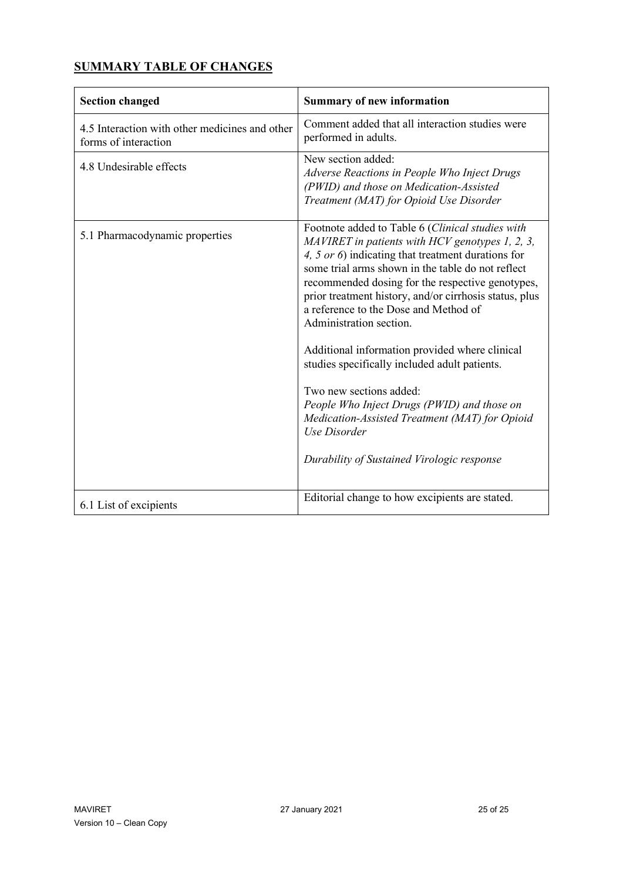## **SUMMARY TABLE OF CHANGES**

| **Section changed** | **Summary of new information** |
|---|---|
| 4.5 Interaction with other medicines and other forms of interaction | Comment added that all interaction studies were performed in adults. |
| 4.8 Undesirable effects | New section added:<br>*Adverse Reactions in People Who Inject Drugs (PWID) and those on Medication-Assisted Treatment (MAT) for Opioid Use Disorder* |
| 5.1 Pharmacodynamic properties | Footnote added to Table 6 (*Clinical studies with MAVIRET in patients with HCV genotypes 1, 2, 3, 4, 5 or 6*) indicating that treatment durations for some trial arms shown in the table do not reflect recommended dosing for the respective genotypes, prior treatment history, and/or cirrhosis status, plus a reference to the Dose and Method of Administration section.<br><br>Additional information provided where clinical studies specifically included adult patients.<br><br>Two new sections added:<br>*People Who Inject Drugs (PWID) and those on Medication-Assisted Treatment (MAT) for Opioid Use Disorder*<br><br>*Durability of Sustained Virologic response* |
| 6.1 List of excipients | Editorial change to how excipients are stated. |